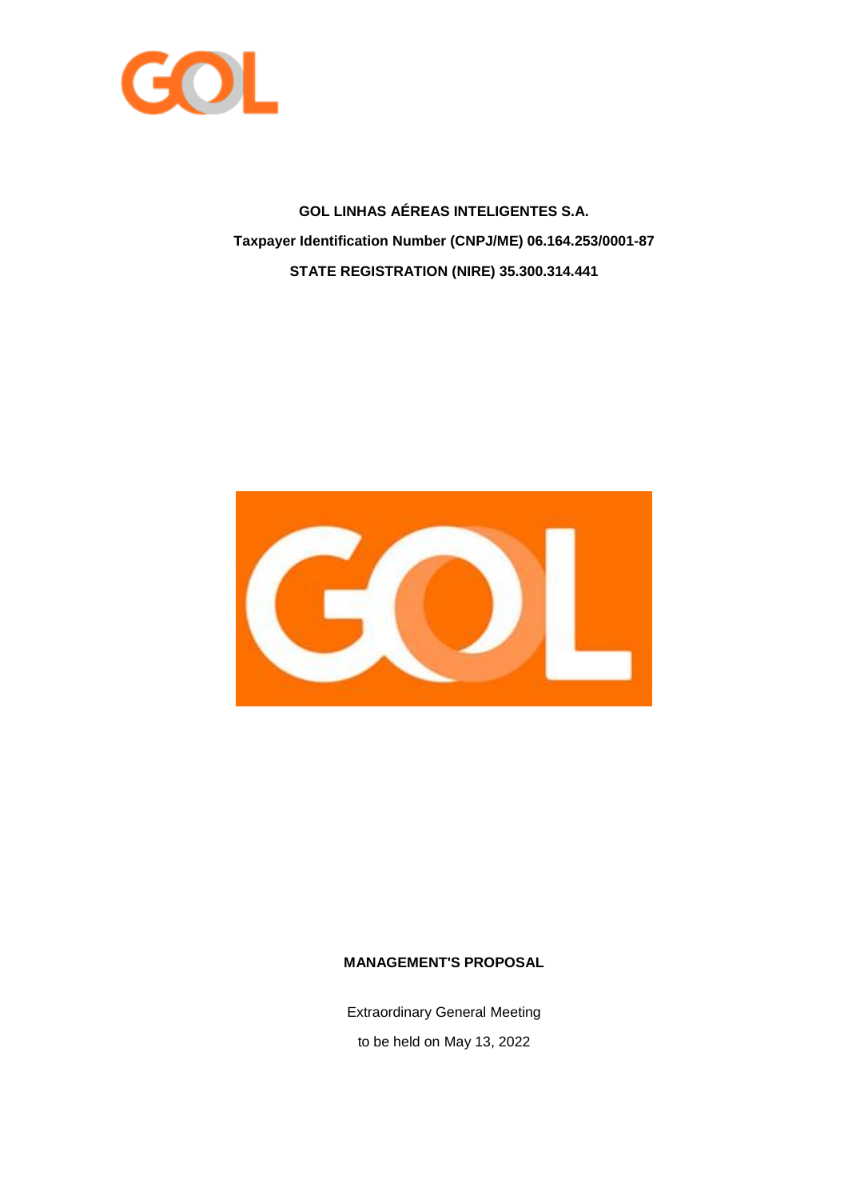**GOL LINHAS AÉREAS INTELIGENTES S.A.**

**Taxpayer Identification Number (CNPJ/ME) 06.164.253/0001-87**

**STATE REGISTRATION (NIRE) 35.300.314.441**

**MANAGEMENT'S PROPOSAL**

Extraordinary General Meeting

to be held on May 13, 2022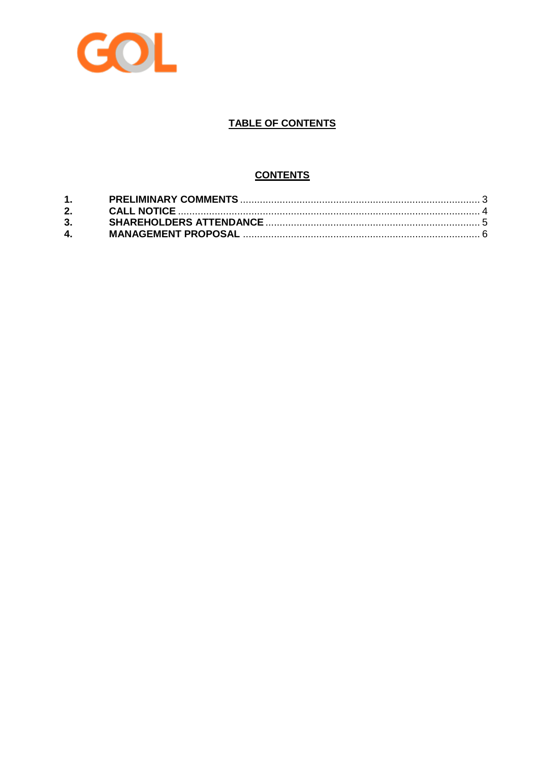## TABLE OF CONTENTS

### CONTENTS

| | | |
|---|---|---|
| **1.** | **PRELIMINARY COMMENTS** | 3 |
| **2.** | **CALL NOTICE** | 4 |
| **3.** | **SHAREHOLDERS ATTENDANCE** | 5 |
| **4.** | **MANAGEMENT PROPOSAL** | 6 |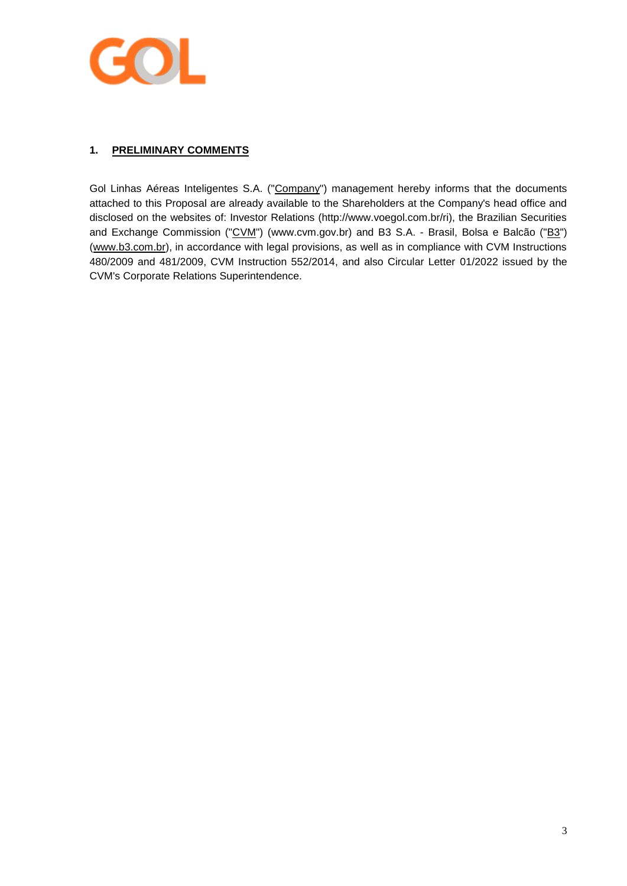## 1. PRELIMINARY COMMENTS

Gol Linhas Aéreas Inteligentes S.A. ("Company") management hereby informs that the documents attached to this Proposal are already available to the Shareholders at the Company's head office and disclosed on the websites of: Investor Relations (http://www.voegol.com.br/ri), the Brazilian Securities and Exchange Commission ("CVM") (www.cvm.gov.br) and B3 S.A. - Brasil, Bolsa e Balcão ("B3") (www.b3.com.br), in accordance with legal provisions, as well as in compliance with CVM Instructions 480/2009 and 481/2009, CVM Instruction 552/2014, and also Circular Letter 01/2022 issued by the CVM's Corporate Relations Superintendence.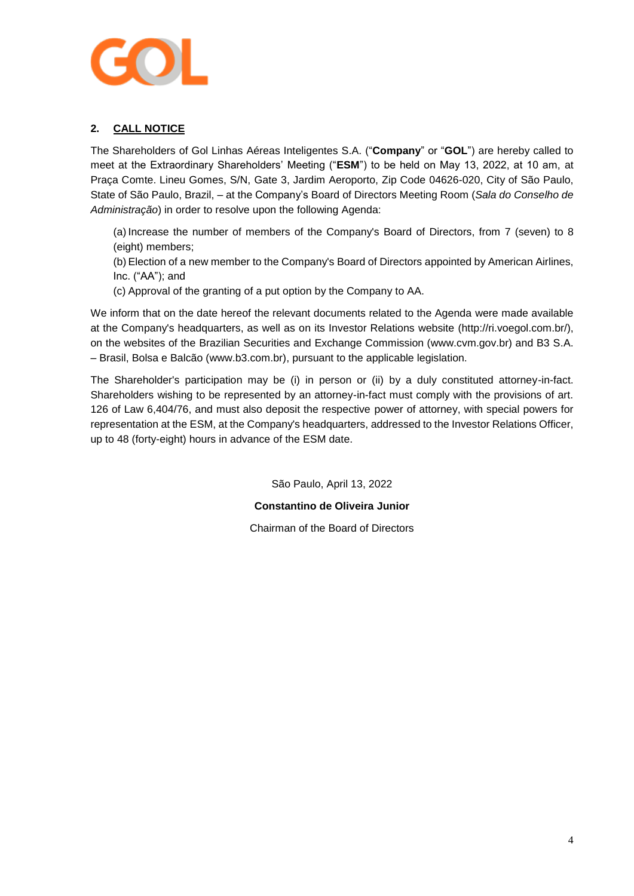## 2. CALL NOTICE

The Shareholders of Gol Linhas Aéreas Inteligentes S.A. ("**Company**" or "**GOL**") are hereby called to meet at the Extraordinary Shareholders' Meeting ("**ESM**") to be held on May 13, 2022, at 10 am, at Praça Comte. Lineu Gomes, S/N, Gate 3, Jardim Aeroporto, Zip Code 04626-020, City of São Paulo, State of São Paulo, Brazil, – at the Company's Board of Directors Meeting Room (*Sala do Conselho de Administração*) in order to resolve upon the following Agenda:

(a) Increase the number of members of the Company's Board of Directors, from 7 (seven) to 8 (eight) members;

(b) Election of a new member to the Company's Board of Directors appointed by American Airlines, Inc. ("AA"); and

(c) Approval of the granting of a put option by the Company to AA.

We inform that on the date hereof the relevant documents related to the Agenda were made available at the Company's headquarters, as well as on its Investor Relations website (http://ri.voegol.com.br/), on the websites of the Brazilian Securities and Exchange Commission (www.cvm.gov.br) and B3 S.A. – Brasil, Bolsa e Balcão (www.b3.com.br), pursuant to the applicable legislation.

The Shareholder's participation may be (i) in person or (ii) by a duly constituted attorney-in-fact. Shareholders wishing to be represented by an attorney-in-fact must comply with the provisions of art. 126 of Law 6,404/76, and must also deposit the respective power of attorney, with special powers for representation at the ESM, at the Company's headquarters, addressed to the Investor Relations Officer, up to 48 (forty-eight) hours in advance of the ESM date.

São Paulo, April 13, 2022

**Constantino de Oliveira Junior**

Chairman of the Board of Directors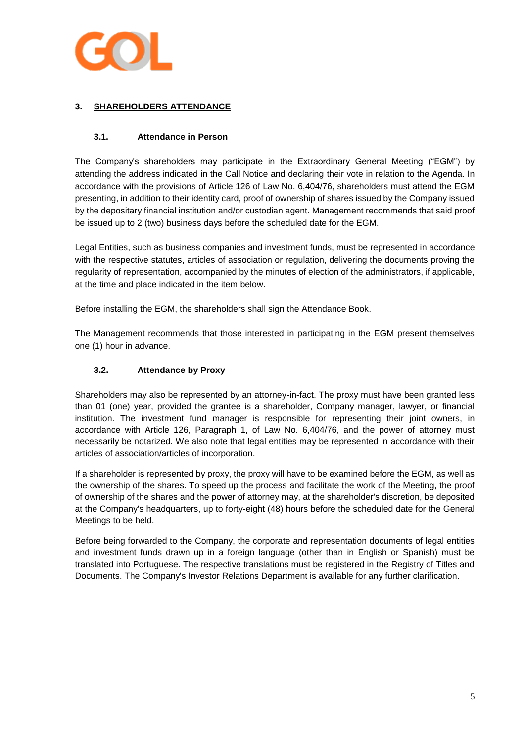## 3. <u>SHAREHOLDERS ATTENDANCE</u>

### 3.1. Attendance in Person

The Company's shareholders may participate in the Extraordinary General Meeting ("EGM") by attending the address indicated in the Call Notice and declaring their vote in relation to the Agenda. In accordance with the provisions of Article 126 of Law No. 6,404/76, shareholders must attend the EGM presenting, in addition to their identity card, proof of ownership of shares issued by the Company issued by the depositary financial institution and/or custodian agent. Management recommends that said proof be issued up to 2 (two) business days before the scheduled date for the EGM.

Legal Entities, such as business companies and investment funds, must be represented in accordance with the respective statutes, articles of association or regulation, delivering the documents proving the regularity of representation, accompanied by the minutes of election of the administrators, if applicable, at the time and place indicated in the item below.

Before installing the EGM, the shareholders shall sign the Attendance Book.

The Management recommends that those interested in participating in the EGM present themselves one (1) hour in advance.

### 3.2. Attendance by Proxy

Shareholders may also be represented by an attorney-in-fact. The proxy must have been granted less than 01 (one) year, provided the grantee is a shareholder, Company manager, lawyer, or financial institution. The investment fund manager is responsible for representing their joint owners, in accordance with Article 126, Paragraph 1, of Law No. 6,404/76, and the power of attorney must necessarily be notarized. We also note that legal entities may be represented in accordance with their articles of association/articles of incorporation.

If a shareholder is represented by proxy, the proxy will have to be examined before the EGM, as well as the ownership of the shares. To speed up the process and facilitate the work of the Meeting, the proof of ownership of the shares and the power of attorney may, at the shareholder's discretion, be deposited at the Company's headquarters, up to forty-eight (48) hours before the scheduled date for the General Meetings to be held.

Before being forwarded to the Company, the corporate and representation documents of legal entities and investment funds drawn up in a foreign language (other than in English or Spanish) must be translated into Portuguese. The respective translations must be registered in the Registry of Titles and Documents. The Company's Investor Relations Department is available for any further clarification.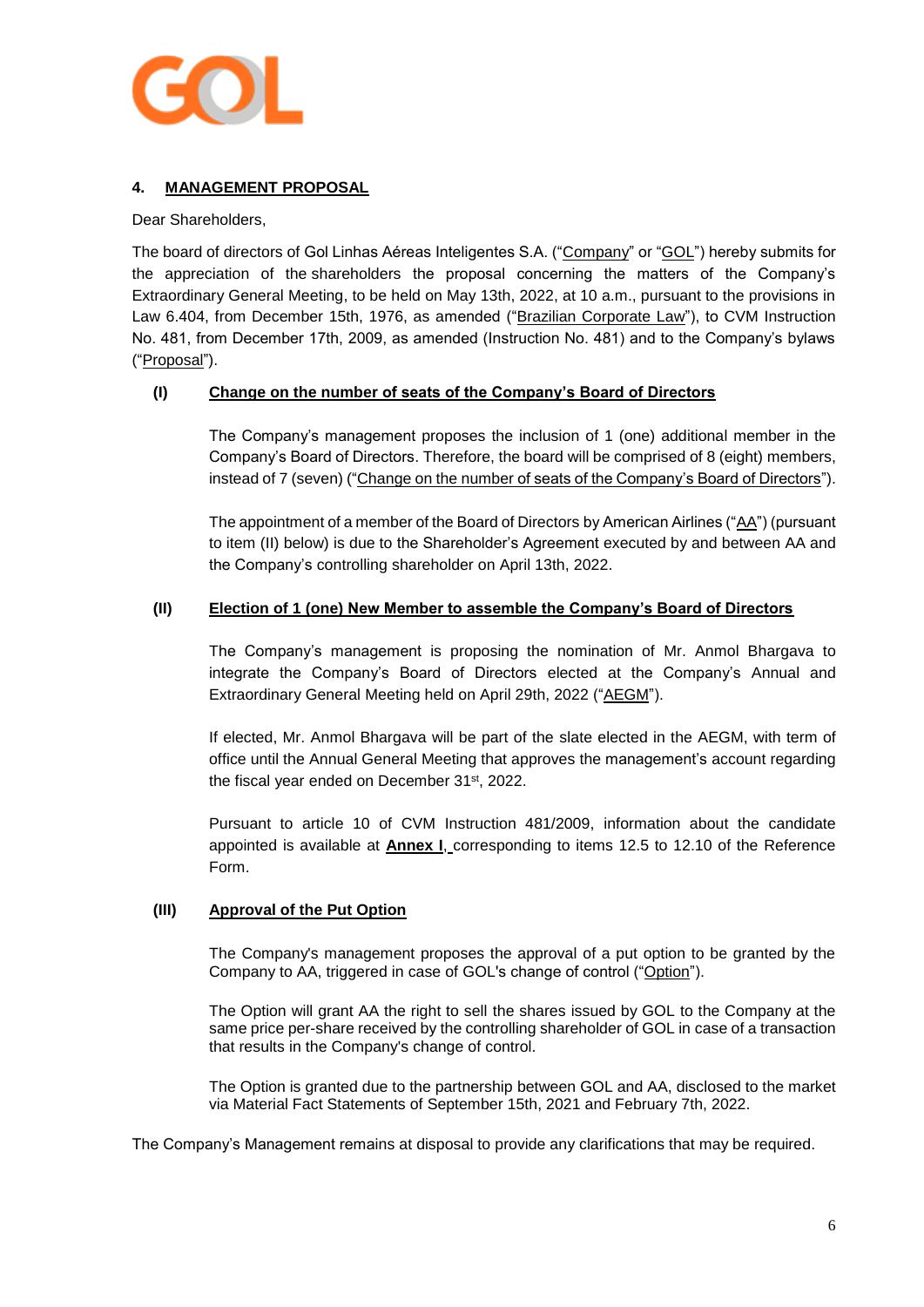## 4. MANAGEMENT PROPOSAL

Dear Shareholders,

The board of directors of Gol Linhas Aéreas Inteligentes S.A. ("Company" or "GOL") hereby submits for the appreciation of the shareholders the proposal concerning the matters of the Company's Extraordinary General Meeting, to be held on May 13th, 2022, at 10 a.m., pursuant to the provisions in Law 6.404, from December 15th, 1976, as amended ("Brazilian Corporate Law"), to CVM Instruction No. 481, from December 17th, 2009, as amended (Instruction No. 481) and to the Company's bylaws ("Proposal").

### (I) Change on the number of seats of the Company's Board of Directors

The Company's management proposes the inclusion of 1 (one) additional member in the Company's Board of Directors. Therefore, the board will be comprised of 8 (eight) members, instead of 7 (seven) ("Change on the number of seats of the Company's Board of Directors").

The appointment of a member of the Board of Directors by American Airlines ("AA") (pursuant to item (II) below) is due to the Shareholder's Agreement executed by and between AA and the Company's controlling shareholder on April 13th, 2022.

### (II) Election of 1 (one) New Member to assemble the Company's Board of Directors

The Company's management is proposing the nomination of Mr. Anmol Bhargava to integrate the Company's Board of Directors elected at the Company's Annual and Extraordinary General Meeting held on April 29th, 2022 ("AEGM").

If elected, Mr. Anmol Bhargava will be part of the slate elected in the AEGM, with term of office until the Annual General Meeting that approves the management's account regarding the fiscal year ended on December 31st, 2022.

Pursuant to article 10 of CVM Instruction 481/2009, information about the candidate appointed is available at **Annex I**, corresponding to items 12.5 to 12.10 of the Reference Form.

### (III) Approval of the Put Option

The Company's management proposes the approval of a put option to be granted by the Company to AA, triggered in case of GOL's change of control ("Option").

The Option will grant AA the right to sell the shares issued by GOL to the Company at the same price per-share received by the controlling shareholder of GOL in case of a transaction that results in the Company's change of control.

The Option is granted due to the partnership between GOL and AA, disclosed to the market via Material Fact Statements of September 15th, 2021 and February 7th, 2022.

The Company's Management remains at disposal to provide any clarifications that may be required.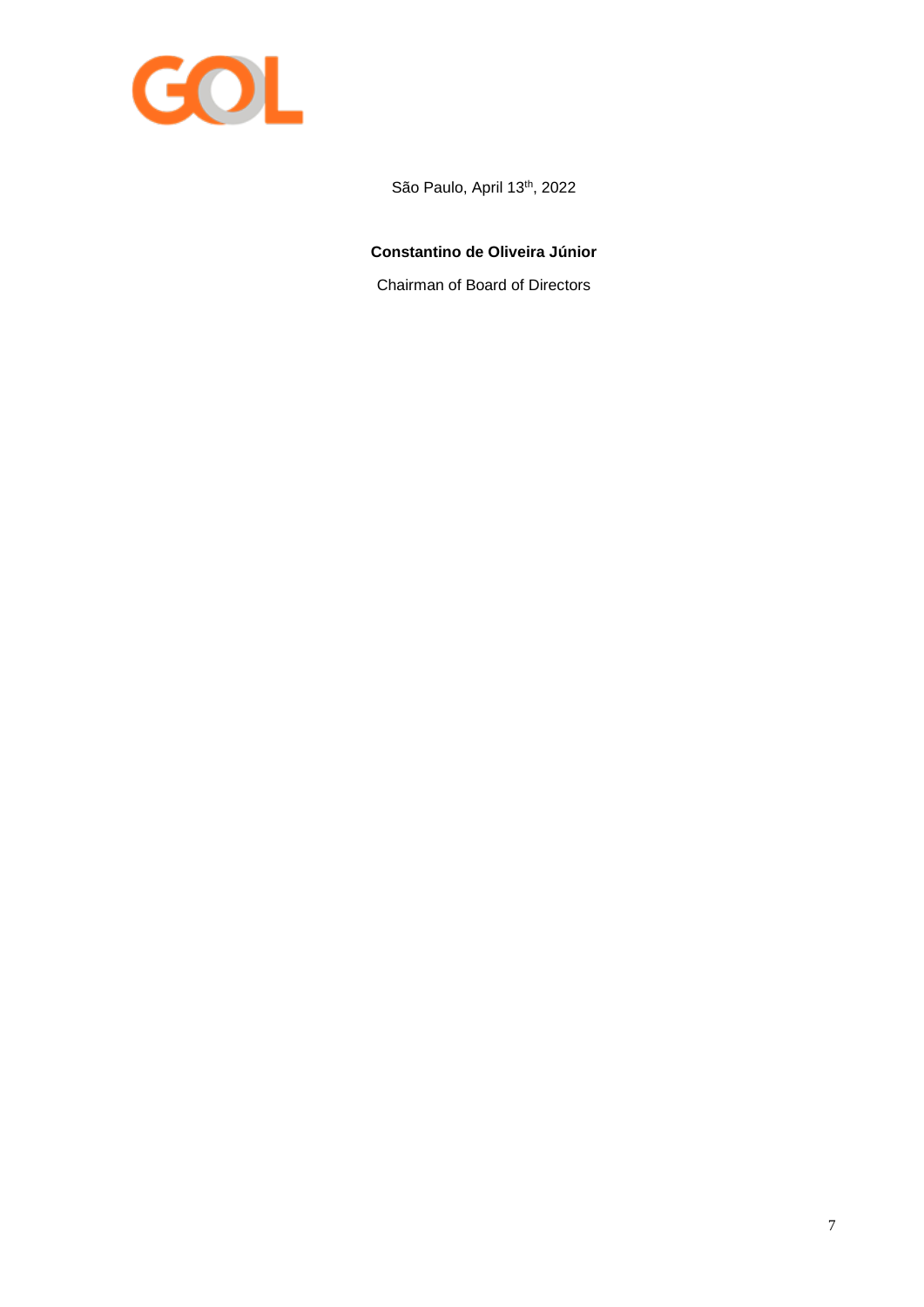São Paulo, April 13th, 2022

**Constantino de Oliveira Júnior**

Chairman of Board of Directors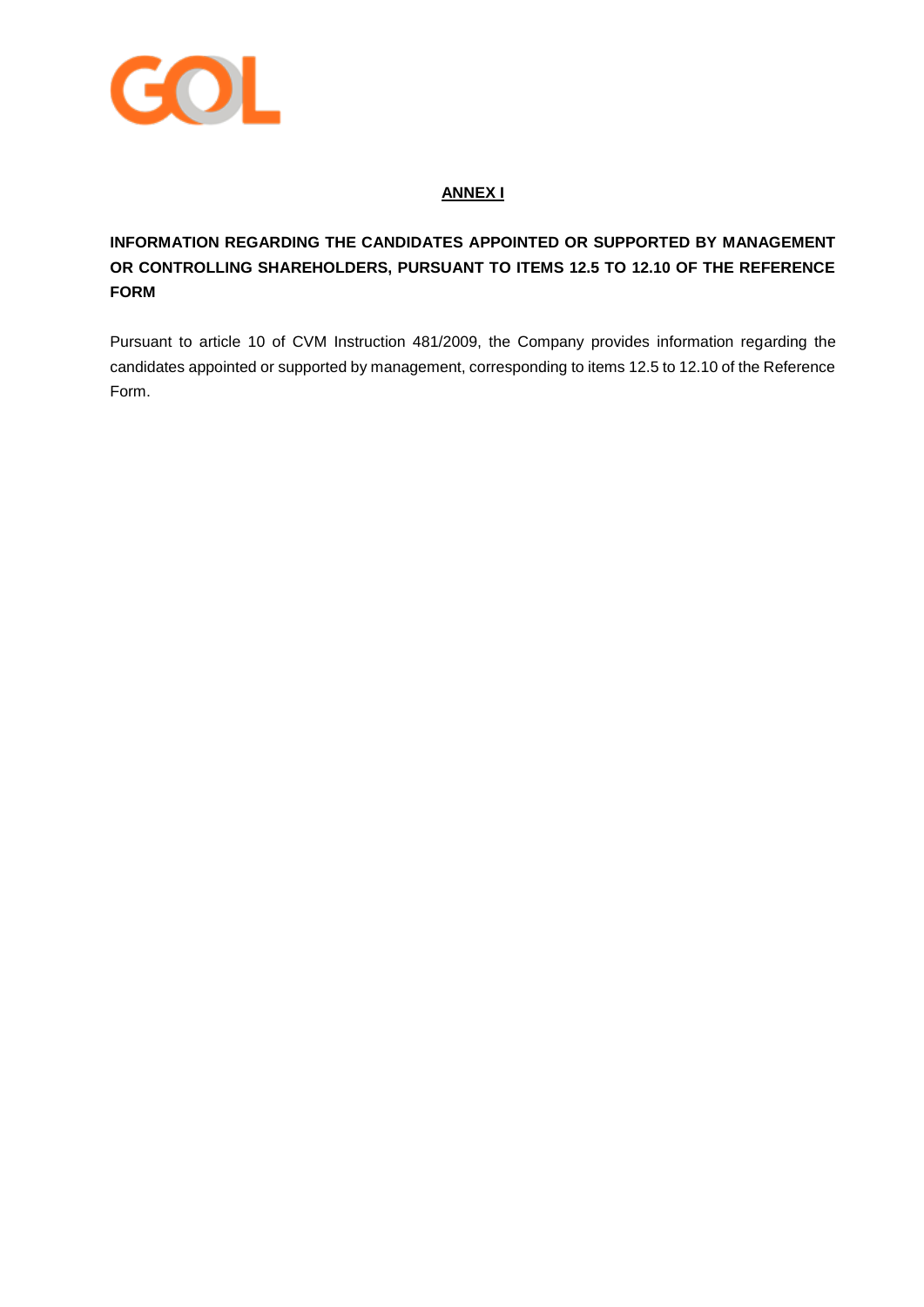## **ANNEX I**

**INFORMATION REGARDING THE CANDIDATES APPOINTED OR SUPPORTED BY MANAGEMENT OR CONTROLLING SHAREHOLDERS, PURSUANT TO ITEMS 12.5 TO 12.10 OF THE REFERENCE FORM**

Pursuant to article 10 of CVM Instruction 481/2009, the Company provides information regarding the candidates appointed or supported by management, corresponding to items 12.5 to 12.10 of the Reference Form.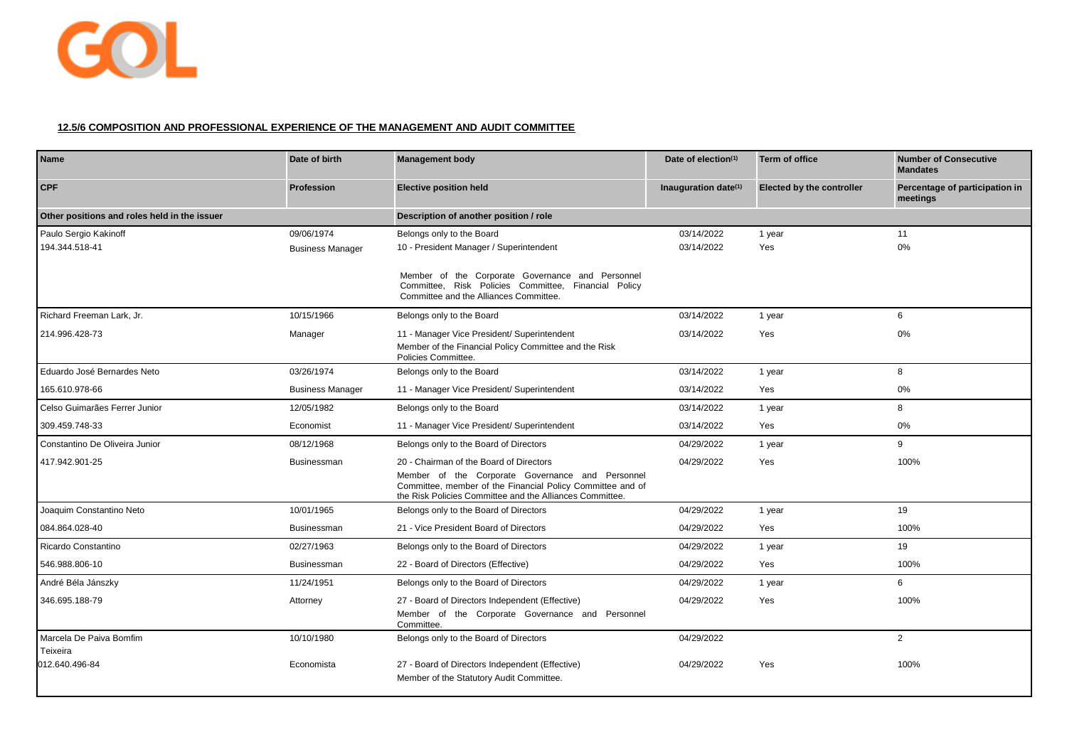**12.5/6 COMPOSITION AND PROFESSIONAL EXPERIENCE OF THE MANAGEMENT AND AUDIT COMMITTEE**

| Name | Date of birth | Management body | Date of election(1) | Term of office | Number of Consecutive Mandates |
|---|---|---|---|---|---|
| CPF | Profession | Elective position held | Inauguration date(1) | Elected by the controller | Percentage of participation in meetings |
| Other positions and roles held in the issuer | | Description of another position / role | | | |
| Paulo Sergio Kakinoff | 09/06/1974 | Belongs only to the Board | 03/14/2022 | 1 year | 11 |
| 194.344.518-41 | Business Manager | 10 - President Manager / Superintendent | 03/14/2022 | Yes | 0% |
| | | Member of the Corporate Governance and Personnel Committee, Risk Policies Committee, Financial Policy Committee and the Alliances Committee. | | | |
| Richard Freeman Lark, Jr. | 10/15/1966 | Belongs only to the Board | 03/14/2022 | 1 year | 6 |
| 214.996.428-73 | Manager | 11 - Manager Vice President/ Superintendent | 03/14/2022 | Yes | 0% |
| | | Member of the Financial Policy Committee and the Risk Policies Committee. | | | |
| Eduardo José Bernardes Neto | 03/26/1974 | Belongs only to the Board | 03/14/2022 | 1 year | 8 |
| 165.610.978-66 | Business Manager | 11 - Manager Vice President/ Superintendent | 03/14/2022 | Yes | 0% |
| Celso Guimarães Ferrer Junior | 12/05/1982 | Belongs only to the Board | 03/14/2022 | 1 year | 8 |
| 309.459.748-33 | Economist | 11 - Manager Vice President/ Superintendent | 03/14/2022 | Yes | 0% |
| Constantino De Oliveira Junior | 08/12/1968 | Belongs only to the Board of Directors | 04/29/2022 | 1 year | 9 |
| 417.942.901-25 | Businessman | 20 - Chairman of the Board of Directors | 04/29/2022 | Yes | 100% |
| | | Member of the Corporate Governance and Personnel Committee, member of the Financial Policy Committee and of the Risk Policies Committee and the Alliances Committee. | | | |
| Joaquim Constantino Neto | 10/01/1965 | Belongs only to the Board of Directors | 04/29/2022 | 1 year | 19 |
| 084.864.028-40 | Businessman | 21 - Vice President Board of Directors | 04/29/2022 | Yes | 100% |
| Ricardo Constantino | 02/27/1963 | Belongs only to the Board of Directors | 04/29/2022 | 1 year | 19 |
| 546.988.806-10 | Businessman | 22 - Board of Directors (Effective) | 04/29/2022 | Yes | 100% |
| André Béla Jánszky | 11/24/1951 | Belongs only to the Board of Directors | 04/29/2022 | 1 year | 6 |
| 346.695.188-79 | Attorney | 27 - Board of Directors Independent (Effective) | 04/29/2022 | Yes | 100% |
| | | Member of the Corporate Governance and Personnel Committee. | | | |
| Marcela De Paiva Bomfim Teixeira | 10/10/1980 | Belongs only to the Board of Directors | 04/29/2022 | | 2 |
| 012.640.496-84 | Economista | 27 - Board of Directors Independent (Effective) | 04/29/2022 | Yes | 100% |
| | | Member of the Statutory Audit Committee. | | | |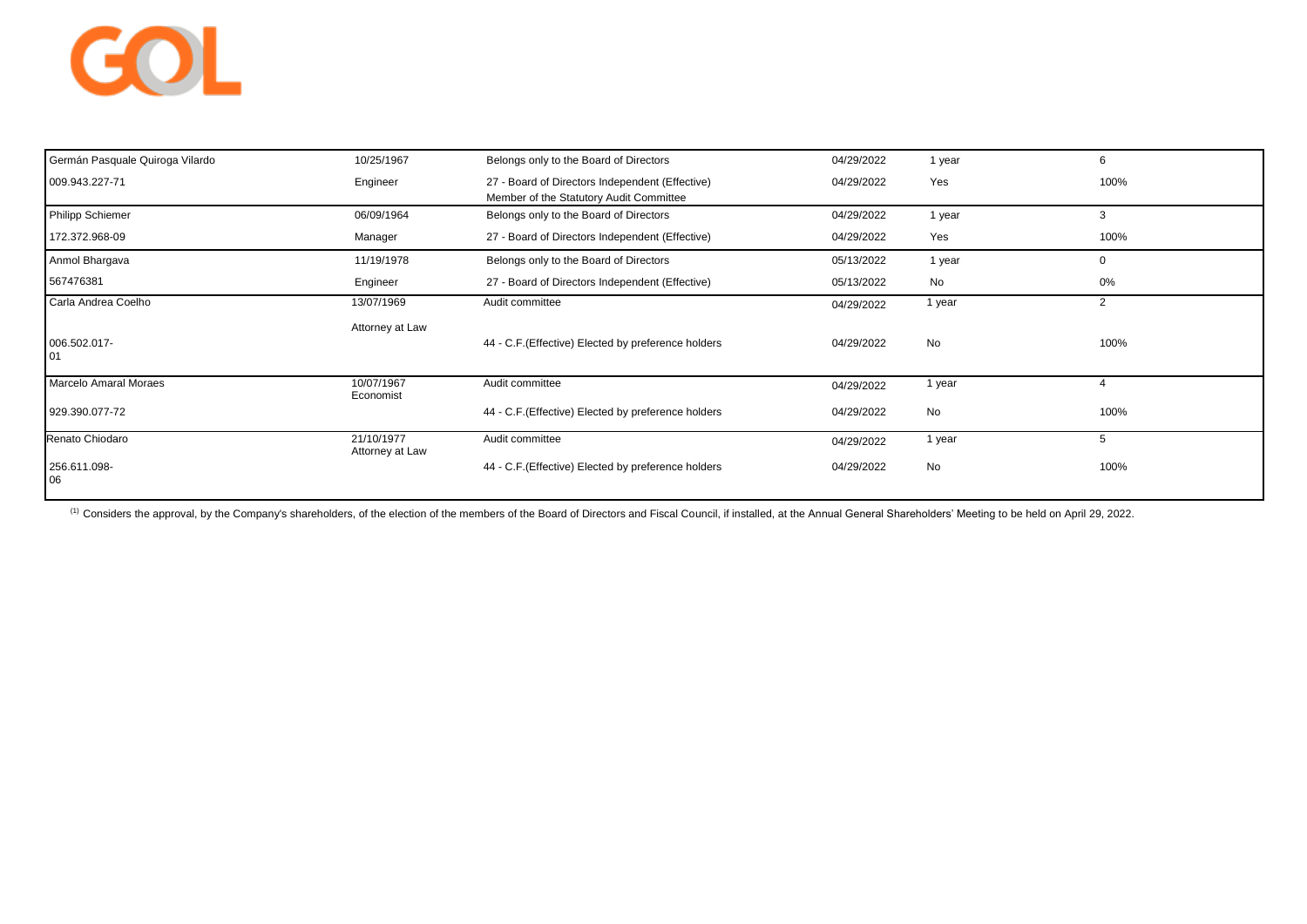| | | | | | |
|---|---|---|---|---|---|
| Germán Pasquale Quiroga Vilardo | 10/25/1967 | Belongs only to the Board of Directors | 04/29/2022 | 1 year | 6 |
| 009.943.227-71 | Engineer | 27 - Board of Directors Independent (Effective) Member of the Statutory Audit Committee | 04/29/2022 | Yes | 100% |
| Philipp Schiemer | 06/09/1964 | Belongs only to the Board of Directors | 04/29/2022 | 1 year | 3 |
| 172.372.968-09 | Manager | 27 - Board of Directors Independent (Effective) | 04/29/2022 | Yes | 100% |
| Anmol Bhargava | 11/19/1978 | Belongs only to the Board of Directors | 05/13/2022 | 1 year | 0 |
| 567476381 | Engineer | 27 - Board of Directors Independent (Effective) | 05/13/2022 | No | 0% |
| Carla Andrea Coelho | 13/07/1969 | Audit committee | 04/29/2022 | 1 year | 2 |
| 006.502.017-01 | Attorney at Law | 44 - C.F.(Effective) Elected by preference holders | 04/29/2022 | No | 100% |
| Marcelo Amaral Moraes | 10/07/1967 | Audit committee | 04/29/2022 | 1 year | 4 |
| 929.390.077-72 | Economist | 44 - C.F.(Effective) Elected by preference holders | 04/29/2022 | No | 100% |
| Renato Chiodaro | 21/10/1977 | Audit committee | 04/29/2022 | 1 year | 5 |
| 256.611.098-06 | Attorney at Law | 44 - C.F.(Effective) Elected by preference holders | 04/29/2022 | No | 100% |

[1] Considers the approval, by the Company's shareholders, of the election of the members of the Board of Directors and Fiscal Council, if installed, at the Annual General Shareholders' Meeting to be held on April 29, 2022.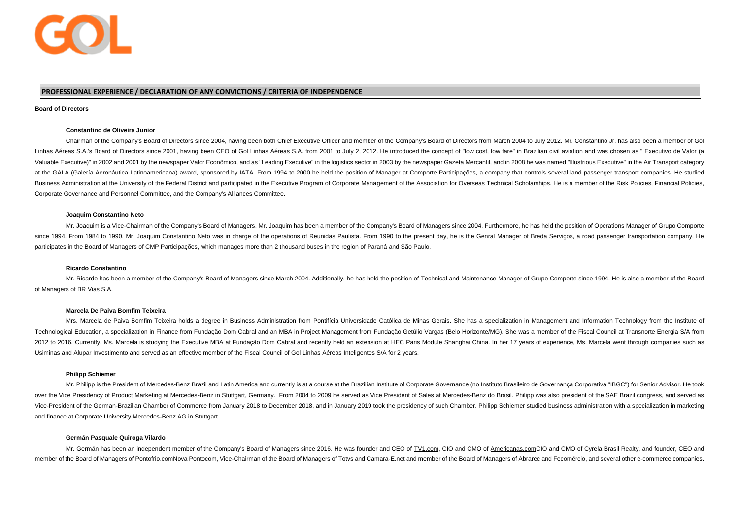## PROFESSIONAL EXPERIENCE / DECLARATION OF ANY CONVICTIONS / CRITERIA OF INDEPENDENCE

### Board of Directors

**Constantino de Oliveira Junior**

Chairman of the Company's Board of Directors since 2004, having been both Chief Executive Officer and member of the Company's Board of Directors from March 2004 to July 2012. Mr. Constantino Jr. has also been a member of Gol Linhas Aéreas S.A.'s Board of Directors since 2001, having been CEO of Gol Linhas Aéreas S.A. from 2001 to July 2, 2012. He introduced the concept of "low cost, low fare" in Brazilian civil aviation and was chosen as " Executivo de Valor (a Valuable Executive)" in 2002 and 2001 by the newspaper Valor Econômico, and as "Leading Executive" in the logistics sector in 2003 by the newspaper Gazeta Mercantil, and in 2008 he was named "Illustrious Executive" in the Air Transport category at the GALA (Galería Aeronáutica Latinoamericana) award, sponsored by IATA. From 1994 to 2000 he held the position of Manager at Comporte Participações, a company that controls several land passenger transport companies. He studied Business Administration at the University of the Federal District and participated in the Executive Program of Corporate Management of the Association for Overseas Technical Scholarships. He is a member of the Risk Policies, Financial Policies, Corporate Governance and Personnel Committee, and the Company's Alliances Committee.

**Joaquim Constantino Neto**

Mr. Joaquim is a Vice-Chairman of the Company's Board of Managers. Mr. Joaquim has been a member of the Company's Board of Managers since 2004. Furthermore, he has held the position of Operations Manager of Grupo Comporte since 1994. From 1984 to 1990, Mr. Joaquim Constantino Neto was in charge of the operations of Reunidas Paulista. From 1990 to the present day, he is the Genral Manager of Breda Serviços, a road passenger transportation company. He participates in the Board of Managers of CMP Participações, which manages more than 2 thousand buses in the region of Paraná and São Paulo.

**Ricardo Constantino**

Mr. Ricardo has been a member of the Company's Board of Managers since March 2004. Additionally, he has held the position of Technical and Maintenance Manager of Grupo Comporte since 1994. He is also a member of the Board of Managers of BR Vias S.A.

**Marcela De Paiva Bomfim Teixeira**

Mrs. Marcela de Paiva Bomfim Teixeira holds a degree in Business Administration from Pontifícia Universidade Católica de Minas Gerais. She has a specialization in Management and Information Technology from the Institute of Technological Education, a specialization in Finance from Fundação Dom Cabral and an MBA in Project Management from Fundação Getúlio Vargas (Belo Horizonte/MG). She was a member of the Fiscal Council at Transnorte Energia S/A from 2012 to 2016. Currently, Ms. Marcela is studying the Executive MBA at Fundação Dom Cabral and recently held an extension at HEC Paris Module Shanghai China. In her 17 years of experience, Ms. Marcela went through companies such as Usiminas and Alupar Investimento and served as an effective member of the Fiscal Council of Gol Linhas Aéreas Inteligentes S/A for 2 years.

**Philipp Schiemer**

Mr. Philipp is the President of Mercedes-Benz Brazil and Latin America and currently is at a course at the Brazilian Institute of Corporate Governance (no Instituto Brasileiro de Governança Corporativa "IBGC") for Senior Advisor. He took over the Vice Presidency of Product Marketing at Mercedes-Benz in Stuttgart, Germany. From 2004 to 2009 he served as Vice President of Sales at Mercedes-Benz do Brasil. Philipp was also president of the SAE Brazil congress, and served as Vice-President of the German-Brazilian Chamber of Commerce from January 2018 to December 2018, and in January 2019 took the presidency of such Chamber. Philipp Schiemer studied business administration with a specialization in marketing and finance at Corporate University Mercedes-Benz AG in Stuttgart.

**Germán Pasquale Quiroga Vilardo**

Mr. Germán has been an independent member of the Company's Board of Managers since 2016. He was founder and CEO of TV1.com, CIO and CMO of Americanas.comCIO and CMO of Cyrela Brasil Realty, and founder, CEO and member of the Board of Managers of Pontofrio.comNova Pontocom, Vice-Chairman of the Board of Managers of Totvs and Camara-E.net and member of the Board of Managers of Abrarec and Fecomércio, and several other e-commerce companies.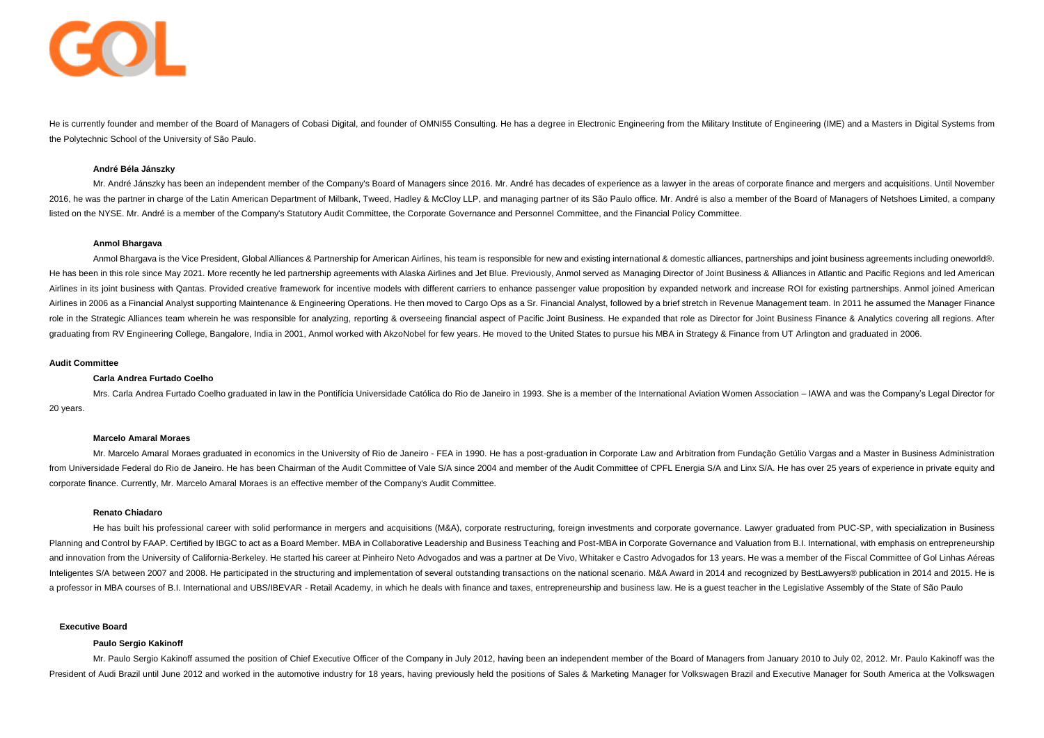He is currently founder and member of the Board of Managers of Cobasi Digital, and founder of OMNI55 Consulting. He has a degree in Electronic Engineering from the Military Institute of Engineering (IME) and a Masters in Digital Systems from the Polytechnic School of the University of São Paulo.

**André Béla Jánszky**

Mr. André Jánszky has been an independent member of the Company's Board of Managers since 2016. Mr. André has decades of experience as a lawyer in the areas of corporate finance and mergers and acquisitions. Until November 2016, he was the partner in charge of the Latin American Department of Milbank, Tweed, Hadley & McCloy LLP, and managing partner of its São Paulo office. Mr. André is also a member of the Board of Managers of Netshoes Limited, a company listed on the NYSE. Mr. André is a member of the Company's Statutory Audit Committee, the Corporate Governance and Personnel Committee, and the Financial Policy Committee.

**Anmol Bhargava**

Anmol Bhargava is the Vice President, Global Alliances & Partnership for American Airlines, his team is responsible for new and existing international & domestic alliances, partnerships and joint business agreements including oneworld®. He has been in this role since May 2021. More recently he led partnership agreements with Alaska Airlines and Jet Blue. Previously, Anmol served as Managing Director of Joint Business & Alliances in Atlantic and Pacific Regions and led American Airlines in its joint business with Qantas. Provided creative framework for incentive models with different carriers to enhance passenger value proposition by expanded network and increase ROI for existing partnerships. Anmol joined American Airlines in 2006 as a Financial Analyst supporting Maintenance & Engineering Operations. He then moved to Cargo Ops as a Sr. Financial Analyst, followed by a brief stretch in Revenue Management team. In 2011 he assumed the Manager Finance role in the Strategic Alliances team wherein he was responsible for analyzing, reporting & overseeing financial aspect of Pacific Joint Business. He expanded that role as Director for Joint Business Finance & Analytics covering all regions. After graduating from RV Engineering College, Bangalore, India in 2001, Anmol worked with AkzoNobel for few years. He moved to the United States to pursue his MBA in Strategy & Finance from UT Arlington and graduated in 2006.

**Audit Committee**

**Carla Andrea Furtado Coelho**

Mrs. Carla Andrea Furtado Coelho graduated in law in the Pontifícia Universidade Católica do Rio de Janeiro in 1993. She is a member of the International Aviation Women Association – IAWA and was the Company's Legal Director for 20 years.

**Marcelo Amaral Moraes**

Mr. Marcelo Amaral Moraes graduated in economics in the University of Rio de Janeiro - FEA in 1990. He has a post-graduation in Corporate Law and Arbitration from Fundação Getúlio Vargas and a Master in Business Administration from Universidade Federal do Rio de Janeiro. He has been Chairman of the Audit Committee of Vale S/A since 2004 and member of the Audit Committee of CPFL Energia S/A and Linx S/A. He has over 25 years of experience in private equity and corporate finance. Currently, Mr. Marcelo Amaral Moraes is an effective member of the Company's Audit Committee.

**Renato Chiadaro**

He has built his professional career with solid performance in mergers and acquisitions (M&A), corporate restructuring, foreign investments and corporate governance. Lawyer graduated from PUC-SP, with specialization in Business Planning and Control by FAAP. Certified by IBGC to act as a Board Member. MBA in Collaborative Leadership and Business Teaching and Post-MBA in Corporate Governance and Valuation from B.I. International, with emphasis on entrepreneurship and innovation from the University of California-Berkeley. He started his career at Pinheiro Neto Advogados and was a partner at De Vivo, Whitaker e Castro Advogados for 13 years. He was a member of the Fiscal Committee of Gol Linhas Aéreas Inteligentes S/A between 2007 and 2008. He participated in the structuring and implementation of several outstanding transactions on the national scenario. M&A Award in 2014 and recognized by BestLawyers® publication in 2014 and 2015. He is a professor in MBA courses of B.I. International and UBS/IBEVAR - Retail Academy, in which he deals with finance and taxes, entrepreneurship and business law. He is a guest teacher in the Legislative Assembly of the State of São Paulo

**Executive Board**

**Paulo Sergio Kakinoff**

Mr. Paulo Sergio Kakinoff assumed the position of Chief Executive Officer of the Company in July 2012, having been an independent member of the Board of Managers from January 2010 to July 02, 2012. Mr. Paulo Kakinoff was the President of Audi Brazil until June 2012 and worked in the automotive industry for 18 years, having previously held the positions of Sales & Marketing Manager for Volkswagen Brazil and Executive Manager for South America at the Volkswagen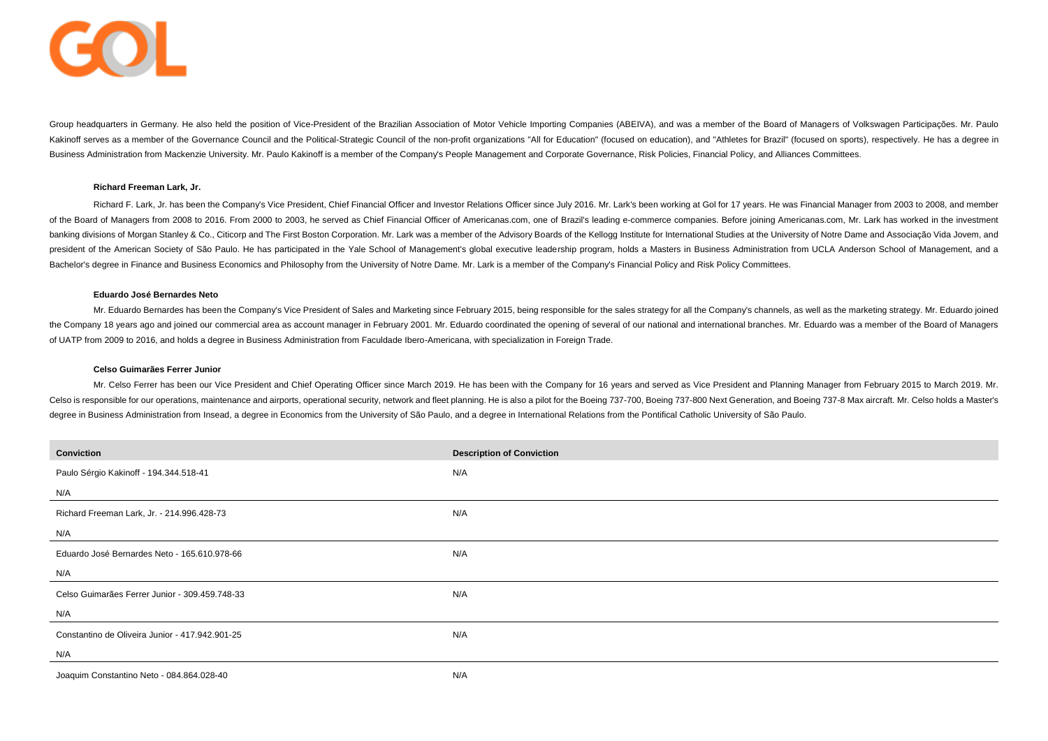Group headquarters in Germany. He also held the position of Vice-President of the Brazilian Association of Motor Vehicle Importing Companies (ABEIVA), and was a member of the Board of Managers of Volkswagen Participações. Mr. Paulo Kakinoff serves as a member of the Governance Council and the Political-Strategic Council of the non-profit organizations "All for Education" (focused on education), and "Athletes for Brazil" (focused on sports), respectively. He has a degree in Business Administration from Mackenzie University. Mr. Paulo Kakinoff is a member of the Company's People Management and Corporate Governance, Risk Policies, Financial Policy, and Alliances Committees.

**Richard Freeman Lark, Jr.**

Richard F. Lark, Jr. has been the Company's Vice President, Chief Financial Officer and Investor Relations Officer since July 2016. Mr. Lark's been working at Gol for 17 years. He was Financial Manager from 2003 to 2008, and member of the Board of Managers from 2008 to 2016. From 2000 to 2003, he served as Chief Financial Officer of Americanas.com, one of Brazil's leading e-commerce companies. Before joining Americanas.com, Mr. Lark has worked in the investment banking divisions of Morgan Stanley & Co., Citicorp and The First Boston Corporation. Mr. Lark was a member of the Advisory Boards of the Kellogg Institute for International Studies at the University of Notre Dame and Associação Vida Jovem, and president of the American Society of São Paulo. He has participated in the Yale School of Management's global executive leadership program, holds a Masters in Business Administration from UCLA Anderson School of Management, and a Bachelor's degree in Finance and Business Economics and Philosophy from the University of Notre Dame. Mr. Lark is a member of the Company's Financial Policy and Risk Policy Committees.

**Eduardo José Bernardes Neto**

Mr. Eduardo Bernardes has been the Company's Vice President of Sales and Marketing since February 2015, being responsible for the sales strategy for all the Company's channels, as well as the marketing strategy. Mr. Eduardo joined the Company 18 years ago and joined our commercial area as account manager in February 2001. Mr. Eduardo coordinated the opening of several of our national and international branches. Mr. Eduardo was a member of the Board of Managers of UATP from 2009 to 2016, and holds a degree in Business Administration from Faculdade Ibero-Americana, with specialization in Foreign Trade.

**Celso Guimarães Ferrer Junior**

Mr. Celso Ferrer has been our Vice President and Chief Operating Officer since March 2019. He has been with the Company for 16 years and served as Vice President and Planning Manager from February 2015 to March 2019. Mr. Celso is responsible for our operations, maintenance and airports, operational security, network and fleet planning. He is also a pilot for the Boeing 737-700, Boeing 737-800 Next Generation, and Boeing 737-8 Max aircraft. Mr. Celso holds a Master's degree in Business Administration from Insead, a degree in Economics from the University of São Paulo, and a degree in International Relations from the Pontifical Catholic University of São Paulo.

| Conviction | Description of Conviction |
|---|---|
| Paulo Sérgio Kakinoff - 194.344.518-41 | N/A |
| N/A | |
| Richard Freeman Lark, Jr. - 214.996.428-73 | N/A |
| N/A | |
| Eduardo José Bernardes Neto - 165.610.978-66 | N/A |
| N/A | |
| Celso Guimarães Ferrer Junior - 309.459.748-33 | N/A |
| N/A | |
| Constantino de Oliveira Junior - 417.942.901-25 | N/A |
| N/A | |
| Joaquim Constantino Neto - 084.864.028-40 | N/A |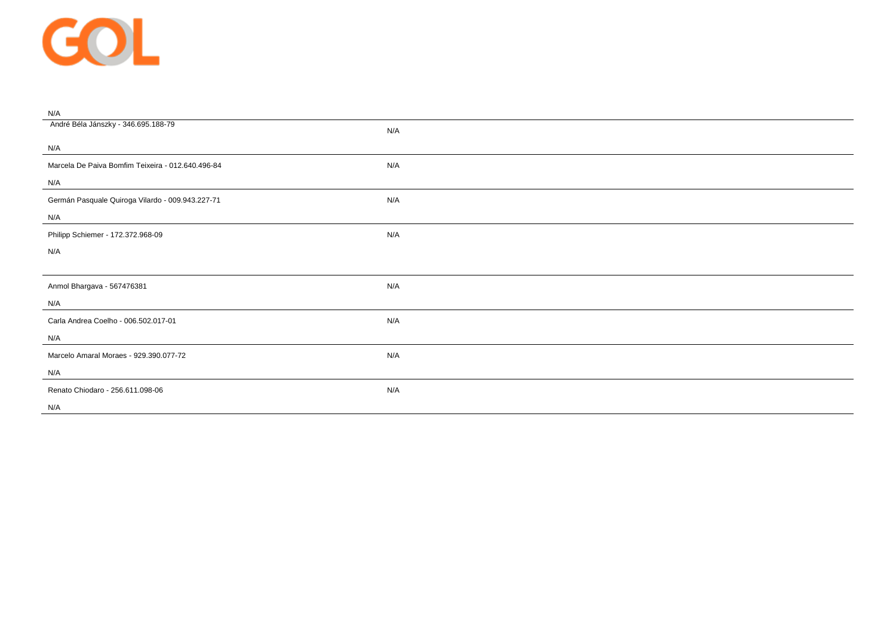N/A

| | |
|---|---|
| André Béla Jánszky - 346.695.188-79<br><br>N/A | N/A |
| Marcela De Paiva Bomfim Teixeira - 012.640.496-84<br><br>N/A | N/A |
| Germán Pasquale Quiroga Vilardo - 009.943.227-71<br><br>N/A | N/A |
| Philipp Schiemer - 172.372.968-09<br><br>N/A | N/A |
| Anmol Bhargava - 567476381<br><br>N/A | N/A |
| Carla Andrea Coelho - 006.502.017-01<br><br>N/A | N/A |
| Marcelo Amaral Moraes - 929.390.077-72<br><br>N/A | N/A |
| Renato Chiodaro - 256.611.098-06<br><br>N/A | N/A |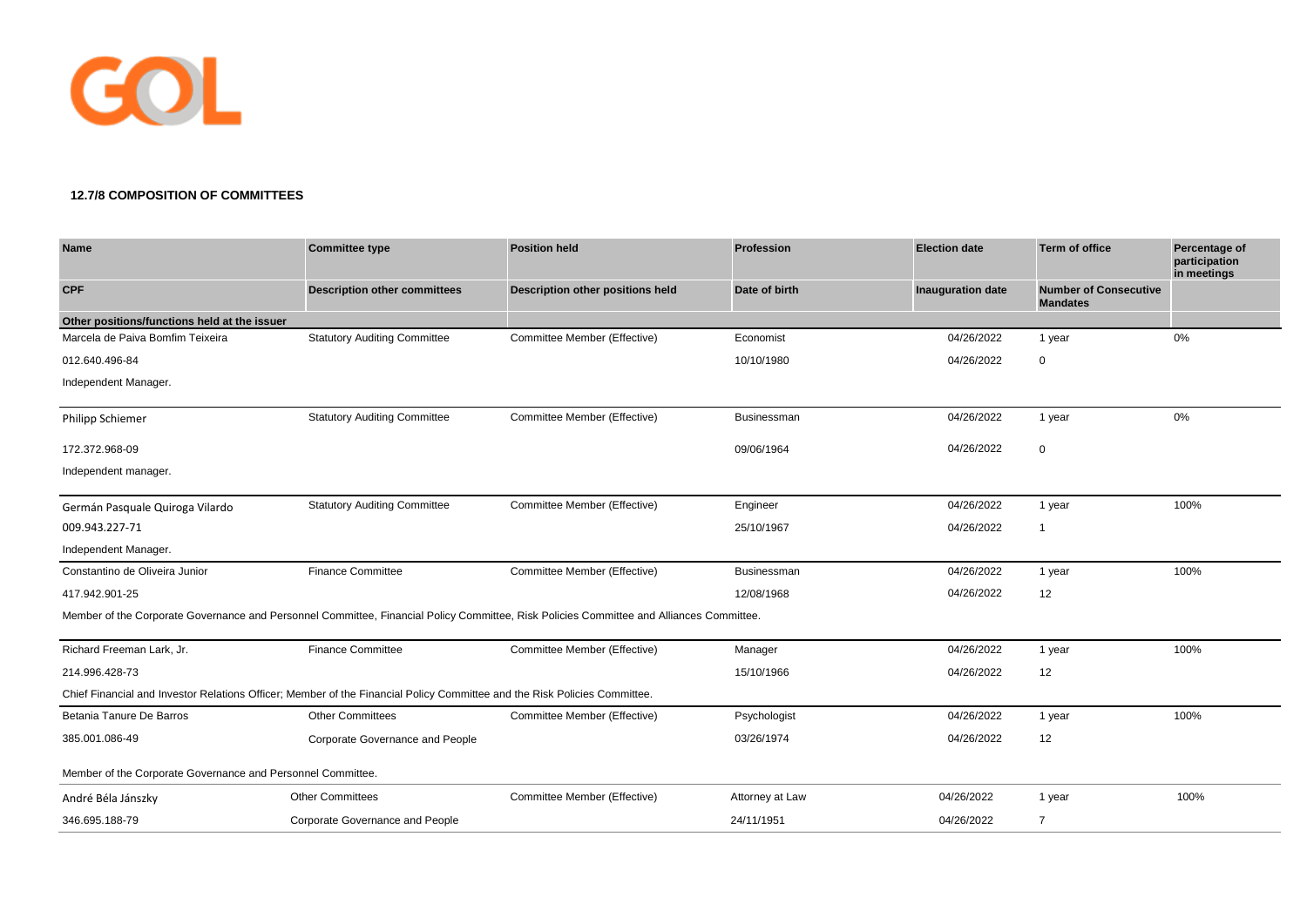#### 12.7/8 COMPOSITION OF COMMITTEES

| Name | Committee type | Position held | Profession | Election date | Term of office | Percentage of participation in meetings |
|---|---|---|---|---|---|---|
| **CPF** | **Description other committees** | **Description other positions held** | **Date of birth** | **Inauguration date** | **Number of Consecutive Mandates** | |
| **Other positions/functions held at the issuer** | | | | | | |
| Marcela de Paiva Bomfim Teixeira | Statutory Auditing Committee | Committee Member (Effective) | Economist | 04/26/2022 | 1 year | 0% |
| 012.640.496-84 | | | 10/10/1980 | 04/26/2022 | 0 | |
| Independent Manager. | | | | | | |
| Philipp Schiemer | Statutory Auditing Committee | Committee Member (Effective) | Businessman | 04/26/2022 | 1 year | 0% |
| 172.372.968-09 | | | 09/06/1964 | 04/26/2022 | 0 | |
| Independent manager. | | | | | | |
| Germán Pasquale Quiroga Vilardo | Statutory Auditing Committee | Committee Member (Effective) | Engineer | 04/26/2022 | 1 year | 100% |
| 009.943.227-71 | | | 25/10/1967 | 04/26/2022 | 1 | |
| Independent Manager. | | | | | | |
| Constantino de Oliveira Junior | Finance Committee | Committee Member (Effective) | Businessman | 04/26/2022 | 1 year | 100% |
| 417.942.901-25 | | | 12/08/1968 | 04/26/2022 | 12 | |
| Member of the Corporate Governance and Personnel Committee, Financial Policy Committee, Risk Policies Committee and Alliances Committee. | | | | | | |
| Richard Freeman Lark, Jr. | Finance Committee | Committee Member (Effective) | Manager | 04/26/2022 | 1 year | 100% |
| 214.996.428-73 | | | 15/10/1966 | 04/26/2022 | 12 | |
| Chief Financial and Investor Relations Officer; Member of the Financial Policy Committee and the Risk Policies Committee. | | | | | | |
| Betania Tanure De Barros | Other Committees | Committee Member (Effective) | Psychologist | 04/26/2022 | 1 year | 100% |
| 385.001.086-49 | Corporate Governance and People | | 03/26/1974 | 04/26/2022 | 12 | |
| Member of the Corporate Governance and Personnel Committee. | | | | | | |
| André Béla Jánszky | Other Committees | Committee Member (Effective) | Attorney at Law | 04/26/2022 | 1 year | 100% |
| 346.695.188-79 | Corporate Governance and People | | 24/11/1951 | 04/26/2022 | 7 | |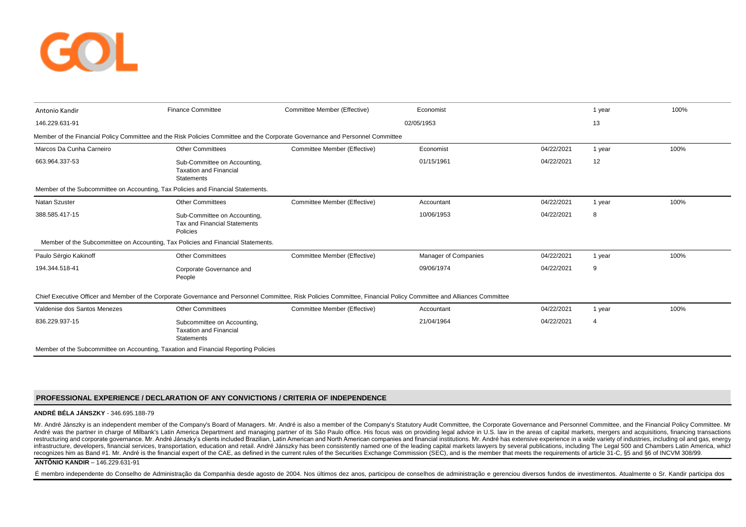| | | | | | | |
|---|---|---|---|---|---|---|
| Antonio Kandir | Finance Committee | Committee Member (Effective) | Economist | | 1 year | 100% |
| 146.229.631-91 | | | 02/05/1953 | | 13 | |
| Member of the Financial Policy Committee and the Risk Policies Committee and the Corporate Governance and Personnel Committee | | | | | | |
| Marcos Da Cunha Carneiro | Other Committees | Committee Member (Effective) | Economist | 04/22/2021 | 1 year | 100% |
| 663.964.337-53 | Sub-Committee on Accounting, Taxation and Financial Statements | | 01/15/1961 | 04/22/2021 | 12 | |
| Member of the Subcommittee on Accounting, Tax Policies and Financial Statements. | | | | | | |
| Natan Szuster | Other Committees | Committee Member (Effective) | Accountant | 04/22/2021 | 1 year | 100% |
| 388.585.417-15 | Sub-Committee on Accounting, Tax and Financial Statements Policies | | 10/06/1953 | 04/22/2021 | 8 | |
| Member of the Subcommittee on Accounting, Tax Policies and Financial Statements. | | | | | | |
| Paulo Sérgio Kakinoff | Other Committees | Committee Member (Effective) | Manager of Companies | 04/22/2021 | 1 year | 100% |
| 194.344.518-41 | Corporate Governance and People | | 09/06/1974 | 04/22/2021 | 9 | |
| Chief Executive Officer and Member of the Corporate Governance and Personnel Committee, Risk Policies Committee, Financial Policy Committee and Alliances Committee | | | | | | |
| Valdenise dos Santos Menezes | Other Committees | Committee Member (Effective) | Accountant | 04/22/2021 | 1 year | 100% |
| 836.229.937-15 | Subcommittee on Accounting, Taxation and Financial Statements | | 21/04/1964 | 04/22/2021 | 4 | |
| Member of the Subcommittee on Accounting, Taxation and Financial Reporting Policies | | | | | | |

## PROFESSIONAL EXPERIENCE / DECLARATION OF ANY CONVICTIONS / CRITERIA OF INDEPENDENCE

**ANDRÉ BÉLA JÁNSZKY** - 346.695.188-79

Mr. André Jánszky is an independent member of the Company's Board of Managers. Mr. André is also a member of the Company's Statutory Audit Committee, the Corporate Governance and Personnel Committee, and the Financial Policy Committee. Mr André was the partner in charge of Milbank's Latin America Department and managing partner of its São Paulo office. His focus was on providing legal advice in U.S. law in the areas of capital markets, mergers and acquisitions, financing transactions restructuring and corporate governance. Mr. André Jánszky's clients included Brazilian, Latin American and North American companies and financial institutions. Mr. André has extensive experience in a wide variety of industries, including oil and gas, energy infrastructure, developers, financial services, transportation, education and retail. André Jánszky has been consistently named one of the leading capital markets lawyers by several publications, including The Legal 500 and Chambers Latin America, which recognizes him as Band #1. Mr. André is the financial expert of the CAE, as defined in the current rules of the Securities Exchange Commission (SEC), and is the member that meets the requirements of article 31-C, §5 and §6 of INCVM 308/99.

**ANTÔNIO KANDIR** – 146.229.631-91

É membro independente do Conselho de Administração da Companhia desde agosto de 2004. Nos últimos dez anos, participou de conselhos de administração e gerenciou diversos fundos de investimentos. Atualmente o Sr. Kandir participa dos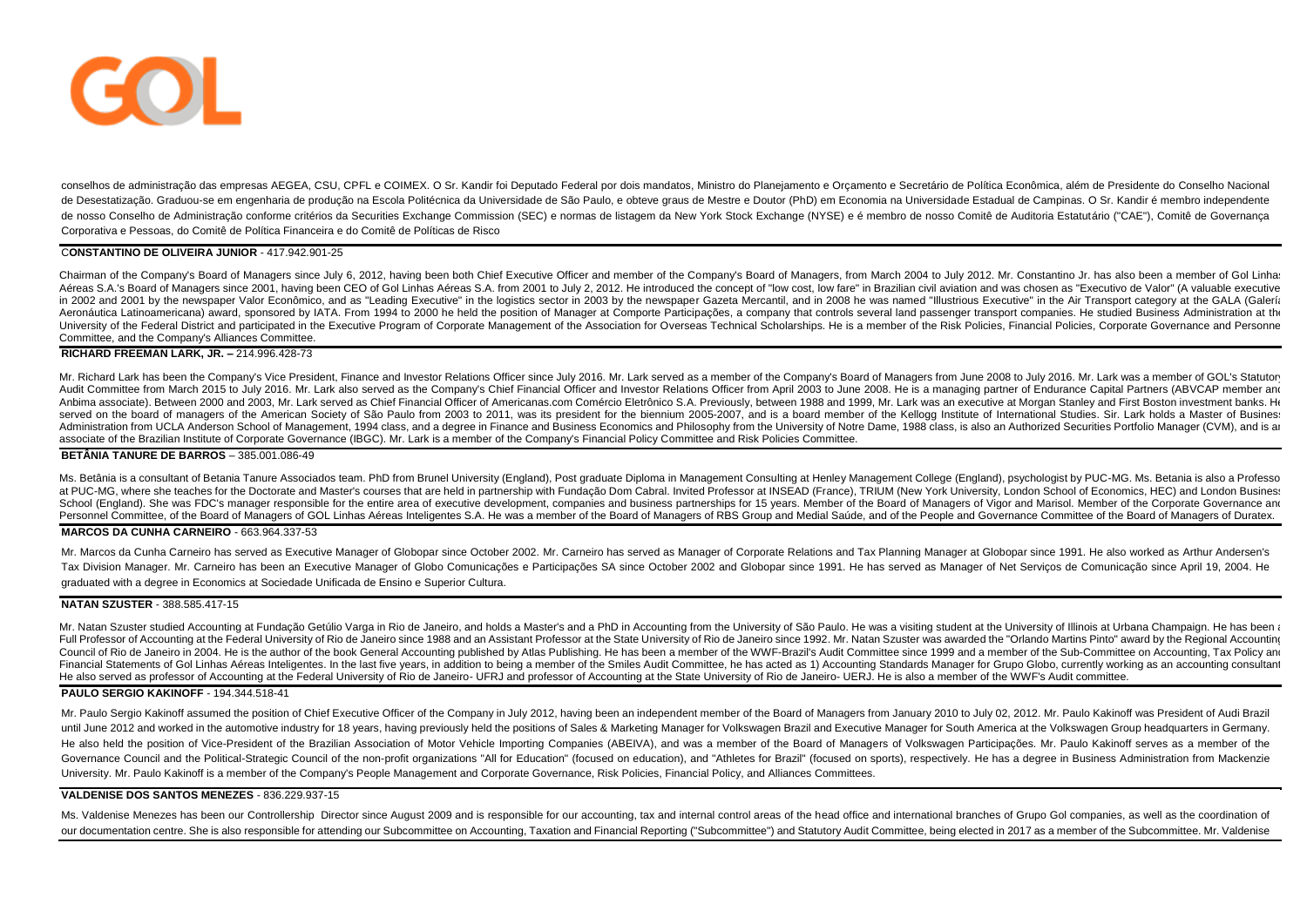conselhos de administração das empresas AEGEA, CSU, CPFL e COIMEX. O Sr. Kandir foi Deputado Federal por dois mandatos, Ministro do Planejamento e Orçamento e Secretário de Política Econômica, além de Presidente do Conselho Nacional de Desestatização. Graduou-se em engenharia de produção na Escola Politécnica da Universidade de São Paulo, e obteve graus de Mestre e Doutor (PhD) em Economia na Universidade Estadual de Campinas. O Sr. Kandir é membro independente de nosso Conselho de Administração conforme critérios da Securities Exchange Commission (SEC) e normas de listagem da New York Stock Exchange (NYSE) e é membro de nosso Comitê de Auditoria Estatutário ("CAE"), Comitê de Governança Corporativa e Pessoas, do Comitê de Política Financeira e do Comitê de Políticas de Risco

**CONSTANTINO DE OLIVEIRA JUNIOR** - 417.942.901-25

Chairman of the Company's Board of Managers since July 6, 2012, having been both Chief Executive Officer and member of the Company's Board of Managers, from March 2004 to July 2012. Mr. Constantino Jr. has also been a member of Gol Linhas Aéreas S.A.'s Board of Managers since 2001, having been CEO of Gol Linhas Aéreas S.A. from 2001 to July 2, 2012. He introduced the concept of "low cost, low fare" in Brazilian civil aviation and was chosen as "Executivo de Valor" (A valuable executive in 2002 and 2001 by the newspaper Valor Econômico, and as "Leading Executive" in the logistics sector in 2003 by the newspaper Gazeta Mercantil, and in 2008 he was named "Illustrious Executive" in the Air Transport category at the GALA (Galería Aeronáutica Latinoamericana) award, sponsored by IATA. From 1994 to 2000 he held the position of Manager at Comporte Participações, a company that controls several land passenger transport companies. He studied Business Administration at the University of the Federal District and participated in the Executive Program of Corporate Management of the Association for Overseas Technical Scholarships. He is a member of the Risk Policies, Financial Policies, Corporate Governance and Personnel Committee, and the Company's Alliances Committee.

**RICHARD FREEMAN LARK, JR. –** 214.996.428-73

Mr. Richard Lark has been the Company's Vice President, Finance and Investor Relations Officer since July 2016. Mr. Lark served as a member of the Company's Board of Managers from June 2008 to July 2016. Mr. Lark was a member of GOL's Statutory Audit Committee from March 2015 to July 2016. Mr. Lark also served as the Company's Chief Financial Officer and Investor Relations Officer from April 2003 to June 2008. He is a managing partner of Endurance Capital Partners (ABVCAP member and Anbima associate). Between 2000 and 2003, Mr. Lark served as Chief Financial Officer of Americanas.com Comércio Eletrônico S.A. Previously, between 1988 and 1999, Mr. Lark was an executive at Morgan Stanley and First Boston investment banks. He served on the board of managers of the American Society of São Paulo from 2003 to 2011, was its president for the biennium 2005-2007, and is a board member of the Kellogg Institute of International Studies. Sir. Lark holds a Master of Business Administration from UCLA Anderson School of Management, 1994 class, and a degree in Finance and Business Economics and Philosophy from the University of Notre Dame, 1988 class, is also an Authorized Securities Portfolio Manager (CVM), and is an associate of the Brazilian Institute of Corporate Governance (IBGC). Mr. Lark is a member of the Company's Financial Policy Committee and Risk Policies Committee.

**BETÂNIA TANURE DE BARROS** – 385.001.086-49

Ms. Betânia is a consultant of Betania Tanure Associados team. PhD from Brunel University (England), Post graduate Diploma in Management Consulting at Henley Management College (England), psychologist by PUC-MG. Ms. Betania is also a Professor at PUC-MG, where she teaches for the Doctorate and Master's courses that are held in partnership with Fundação Dom Cabral. Invited Professor at INSEAD (France), TRIUM (New York University, London School of Economics, HEC) and London Business School (England). She was FDC's manager responsible for the entire area of executive development, companies and business partnerships for 15 years. Member of the Board of Managers of Vigor and Marisol. Member of the Corporate Governance and Personnel Committee, of the Board of Managers of GOL Linhas Aéreas Inteligentes S.A. He was a member of the Board of Managers of RBS Group and Medial Saúde, and of the People and Governance Committee of the Board of Managers of Duratex.

**MARCOS DA CUNHA CARNEIRO** - 663.964.337-53

Mr. Marcos da Cunha Carneiro has served as Executive Manager of Globopar since October 2002. Mr. Carneiro has served as Manager of Corporate Relations and Tax Planning Manager at Globopar since 1991. He also worked as Arthur Andersen's Tax Division Manager. Mr. Carneiro has been an Executive Manager of Globo Comunicações e Participações SA since October 2002 and Globopar since 1991. He has served as Manager of Net Serviços de Comunicação since April 19, 2004. He graduated with a degree in Economics at Sociedade Unificada de Ensino e Superior Cultura.

**NATAN SZUSTER** - 388.585.417-15

Mr. Natan Szuster studied Accounting at Fundação Getúlio Varga in Rio de Janeiro, and holds a Master's and a PhD in Accounting from the University of São Paulo. He was a visiting student at the University of Illinois at Urbana Champaign. He has been a Full Professor of Accounting at the Federal University of Rio de Janeiro since 1988 and an Assistant Professor at the State University of Rio de Janeiro since 1992. Mr. Natan Szuster was awarded the "Orlando Martins Pinto" award by the Regional Accounting Council of Rio de Janeiro in 2004. He is the author of the book General Accounting published by Atlas Publishing. He has been a member of the WWF-Brazil's Audit Committee since 1999 and a member of the Sub-Committee on Accounting, Tax Policy and Financial Statements of Gol Linhas Aéreas Inteligentes. In the last five years, in addition to being a member of the Smiles Audit Committee, he has acted as 1) Accounting Standards Manager for Grupo Globo, currently working as an accounting consultant. He also served as professor of Accounting at the Federal University of Rio de Janeiro- UFRJ and professor of Accounting at the State University of Rio de Janeiro- UERJ. He is also a member of the WWF's Audit committee.

**PAULO SERGIO KAKINOFF** - 194.344.518-41

Mr. Paulo Sergio Kakinoff assumed the position of Chief Executive Officer of the Company in July 2012, having been an independent member of the Board of Managers from January 2010 to July 02, 2012. Mr. Paulo Kakinoff was President of Audi Brazil until June 2012 and worked in the automotive industry for 18 years, having previously held the positions of Sales & Marketing Manager for Volkswagen Brazil and Executive Manager for South America at the Volkswagen Group headquarters in Germany. He also held the position of Vice-President of the Brazilian Association of Motor Vehicle Importing Companies (ABEIVA), and was a member of the Board of Managers of Volkswagen Participações. Mr. Paulo Kakinoff serves as a member of the Governance Council and the Political-Strategic Council of the non-profit organizations "All for Education" (focused on education), and "Athletes for Brazil" (focused on sports), respectively. He has a degree in Business Administration from Mackenzie University. Mr. Paulo Kakinoff is a member of the Company's People Management and Corporate Governance, Risk Policies, Financial Policy, and Alliances Committees.

**VALDENISE DOS SANTOS MENEZES** - 836.229.937-15

Ms. Valdenise Menezes has been our Controllership Director since August 2009 and is responsible for our accounting, tax and internal control areas of the head office and international branches of Grupo Gol companies, as well as the coordination of our documentation centre. She is also responsible for attending our Subcommittee on Accounting, Taxation and Financial Reporting ("Subcommittee") and Statutory Audit Committee, being elected in 2017 as a member of the Subcommittee. Mr. Valdenise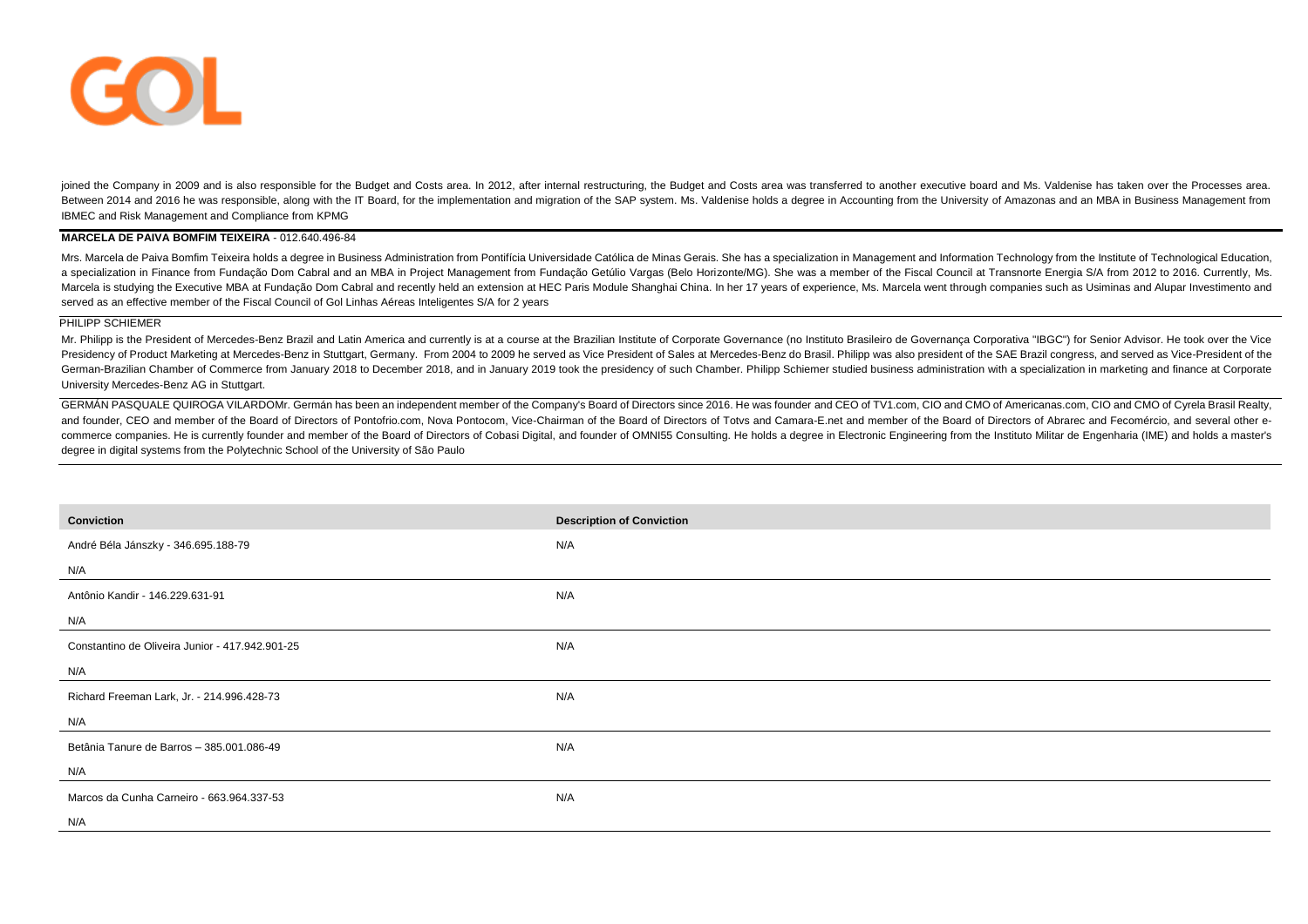joined the Company in 2009 and is also responsible for the Budget and Costs area. In 2012, after internal restructuring, the Budget and Costs area was transferred to another executive board and Ms. Valdenise has taken over the Processes area. Between 2014 and 2016 he was responsible, along with the IT Board, for the implementation and migration of the SAP system. Ms. Valdenise holds a degree in Accounting from the University of Amazonas and an MBA in Business Management from IBMEC and Risk Management and Compliance from KPMG

**MARCELA DE PAIVA BOMFIM TEIXEIRA** - 012.640.496-84

Mrs. Marcela de Paiva Bomfim Teixeira holds a degree in Business Administration from Pontifícia Universidade Católica de Minas Gerais. She has a specialization in Management and Information Technology from the Institute of Technological Education, a specialization in Finance from Fundação Dom Cabral and an MBA in Project Management from Fundação Getúlio Vargas (Belo Horizonte/MG). She was a member of the Fiscal Council at Transnorte Energia S/A from 2012 to 2016. Currently, Ms. Marcela is studying the Executive MBA at Fundação Dom Cabral and recently held an extension at HEC Paris Module Shanghai China. In her 17 years of experience, Ms. Marcela went through companies such as Usiminas and Alupar Investimento and served as an effective member of the Fiscal Council of Gol Linhas Aéreas Inteligentes S/A for 2 years

PHILIPP SCHIEMER

Mr. Philipp is the President of Mercedes-Benz Brazil and Latin America and currently is at a course at the Brazilian Institute of Corporate Governance (no Instituto Brasileiro de Governança Corporativa "IBGC") for Senior Advisor. He took over the Vice Presidency of Product Marketing at Mercedes-Benz in Stuttgart, Germany. From 2004 to 2009 he served as Vice President of Sales at Mercedes-Benz do Brasil. Philipp was also president of the SAE Brazil congress, and served as Vice-President of the German-Brazilian Chamber of Commerce from January 2018 to December 2018, and in January 2019 took the presidency of such Chamber. Philipp Schiemer studied business administration with a specialization in marketing and finance at Corporate University Mercedes-Benz AG in Stuttgart.

GERMÁN PASQUALE QUIROGA VILARDOMr. Germán has been an independent member of the Company's Board of Directors since 2016. He was founder and CEO of TV1.com, CIO and CMO of Americanas.com, CIO and CMO of Cyrela Brasil Realty, and founder, CEO and member of the Board of Directors of Pontofrio.com, Nova Pontocom, Vice-Chairman of the Board of Directors of Totvs and Camara-E.net and member of the Board of Directors of Abrarec and Fecomércio, and several other e-commerce companies. He is currently founder and member of the Board of Directors of Cobasi Digital, and founder of OMNI55 Consulting. He holds a degree in Electronic Engineering from the Instituto Militar de Engenharia (IME) and holds a master's degree in digital systems from the Polytechnic School of the University of São Paulo

| Conviction | Description of Conviction |
|---|---|
| André Béla Jánszky - 346.695.188-79 | N/A |
| N/A | |
| Antônio Kandir - 146.229.631-91 | N/A |
| N/A | |
| Constantino de Oliveira Junior - 417.942.901-25 | N/A |
| N/A | |
| Richard Freeman Lark, Jr. - 214.996.428-73 | N/A |
| N/A | |
| Betânia Tanure de Barros – 385.001.086-49 | N/A |
| N/A | |
| Marcos da Cunha Carneiro - 663.964.337-53 | N/A |
| N/A | |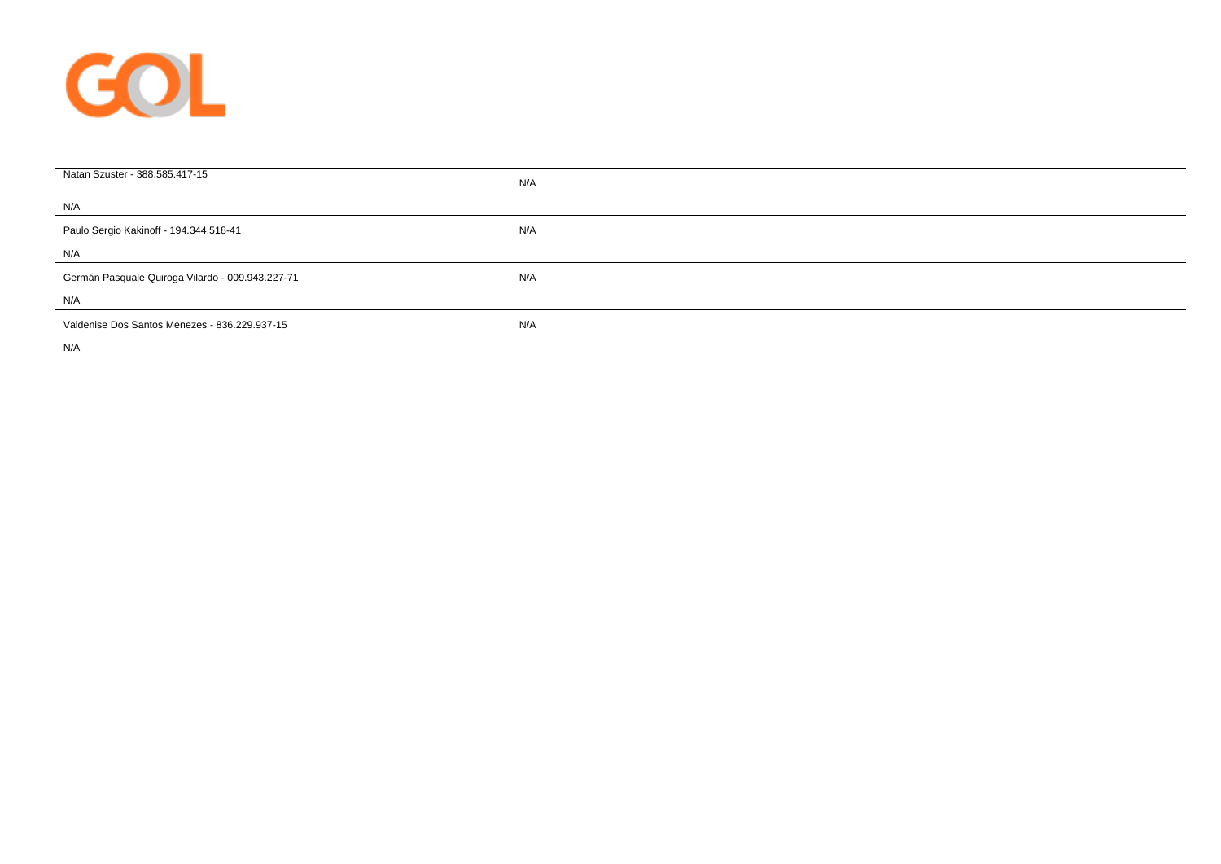| | |
|---|---|
| Natan Szuster - 388.585.417-15<br>N/A | N/A |
| Paulo Sergio Kakinoff - 194.344.518-41<br>N/A | N/A |
| Germán Pasquale Quiroga Vilardo - 009.943.227-71<br>N/A | N/A |
| Valdenise Dos Santos Menezes - 836.229.937-15<br>N/A | N/A |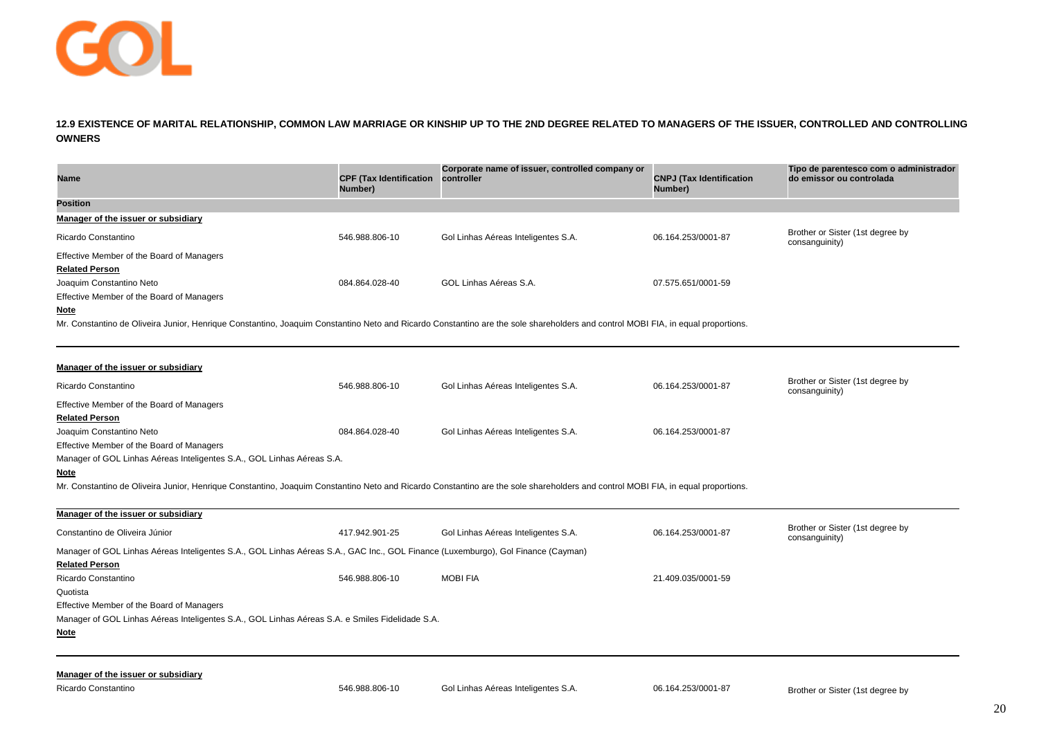## 12.9 EXISTENCE OF MARITAL RELATIONSHIP, COMMON LAW MARRIAGE OR KINSHIP UP TO THE 2ND DEGREE RELATED TO MANAGERS OF THE ISSUER, CONTROLLED AND CONTROLLING OWNERS

| Name | CPF (Tax Identification Number) | Corporate name of issuer, controlled company or controller | CNPJ (Tax Identification Number) | Tipo de parentesco com o administrador do emissor ou controlada |
|---|---|---|---|---|
| **Position** | | | | |
| **Manager of the issuer or subsidiary** | | | | |
| Ricardo Constantino | 546.988.806-10 | Gol Linhas Aéreas Inteligentes S.A. | 06.164.253/0001-87 | Brother or Sister (1st degree by consanguinity) |
| Effective Member of the Board of Managers | | | | |
| **Related Person** | | | | |
| Joaquim Constantino Neto | 084.864.028-40 | GOL Linhas Aéreas S.A. | 07.575.651/0001-59 | |
| Effective Member of the Board of Managers | | | | |
| **Note** | | | | |
| Mr. Constantino de Oliveira Junior, Henrique Constantino, Joaquim Constantino Neto and Ricardo Constantino are the sole shareholders and control MOBI FIA, in equal proportions. | | | | |
| **Manager of the issuer or subsidiary** | | | | |
| Ricardo Constantino | 546.988.806-10 | Gol Linhas Aéreas Inteligentes S.A. | 06.164.253/0001-87 | Brother or Sister (1st degree by consanguinity) |
| Effective Member of the Board of Managers | | | | |
| **Related Person** | | | | |
| Joaquim Constantino Neto | 084.864.028-40 | Gol Linhas Aéreas Inteligentes S.A. | 06.164.253/0001-87 | |
| Effective Member of the Board of Managers | | | | |
| Manager of GOL Linhas Aéreas Inteligentes S.A., GOL Linhas Aéreas S.A. | | | | |
| **Note** | | | | |
| Mr. Constantino de Oliveira Junior, Henrique Constantino, Joaquim Constantino Neto and Ricardo Constantino are the sole shareholders and control MOBI FIA, in equal proportions. | | | | |
| **Manager of the issuer or subsidiary** | | | | |
| Constantino de Oliveira Júnior | 417.942.901-25 | Gol Linhas Aéreas Inteligentes S.A. | 06.164.253/0001-87 | Brother or Sister (1st degree by consanguinity) |
| Manager of GOL Linhas Aéreas Inteligentes S.A., GOL Linhas Aéreas S.A., GAC Inc., GOL Finance (Luxemburgo), Gol Finance (Cayman) | | | | |
| **Related Person** | | | | |
| Ricardo Constantino | 546.988.806-10 | MOBI FIA | 21.409.035/0001-59 | |
| Quotista | | | | |
| Effective Member of the Board of Managers | | | | |
| Manager of GOL Linhas Aéreas Inteligentes S.A., GOL Linhas Aéreas S.A. e Smiles Fidelidade S.A. | | | | |
| **Note** | | | | |
| **Manager of the issuer or subsidiary** | | | | |
| Ricardo Constantino | 546.988.806-10 | Gol Linhas Aéreas Inteligentes S.A. | 06.164.253/0001-87 | Brother or Sister (1st degree by |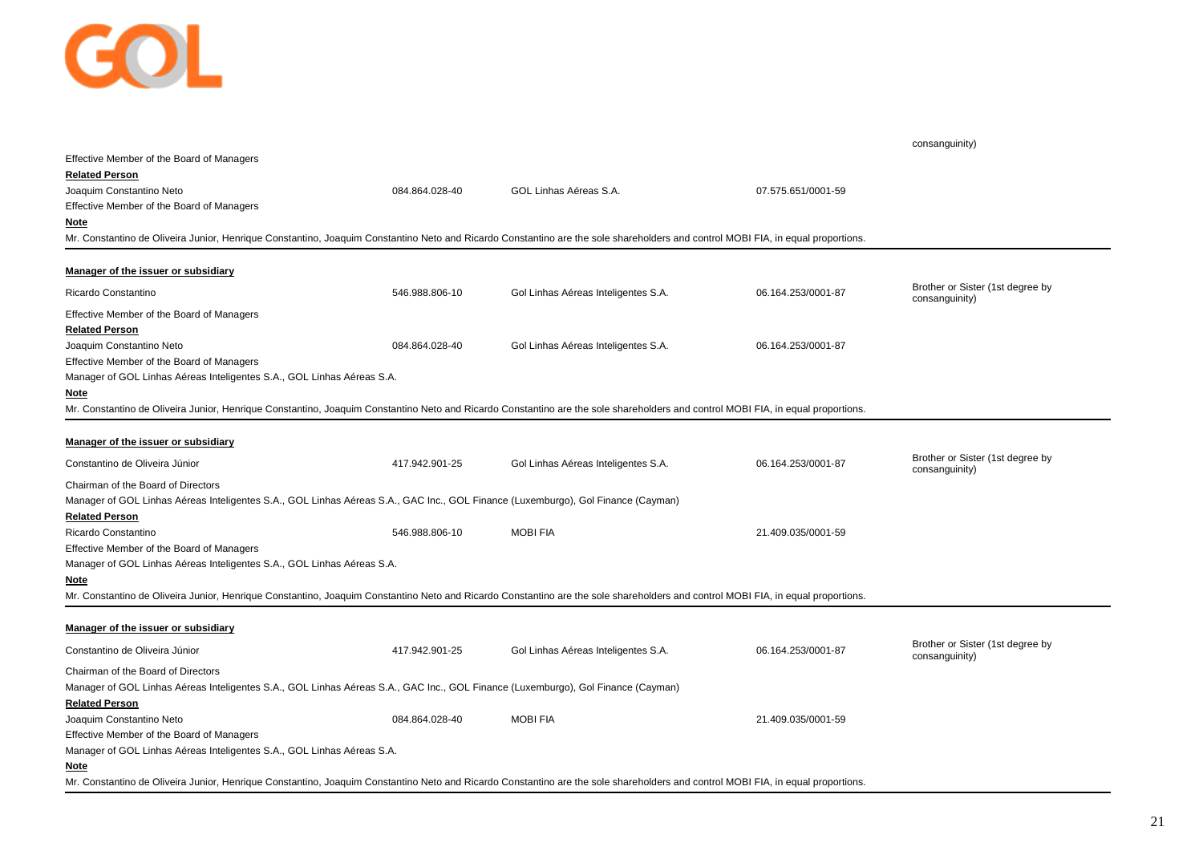consanguinity)

Effective Member of the Board of Managers

**Related Person**

| | | | | |
|---|---|---|---|---|
| Joaquim Constantino Neto | 084.864.028-40 | GOL Linhas Aéreas S.A. | 07.575.651/0001-59 | |

Effective Member of the Board of Managers

**Note**

Mr. Constantino de Oliveira Junior, Henrique Constantino, Joaquim Constantino Neto and Ricardo Constantino are the sole shareholders and control MOBI FIA, in equal proportions.

---

**Manager of the issuer or subsidiary**

| | | | | |
|---|---|---|---|---|
| Ricardo Constantino | 546.988.806-10 | Gol Linhas Aéreas Inteligentes S.A. | 06.164.253/0001-87 | Brother or Sister (1st degree by consanguinity) |

Effective Member of the Board of Managers

**Related Person**

| | | | | |
|---|---|---|---|---|
| Joaquim Constantino Neto | 084.864.028-40 | Gol Linhas Aéreas Inteligentes S.A. | 06.164.253/0001-87 | |

Effective Member of the Board of Managers

Manager of GOL Linhas Aéreas Inteligentes S.A., GOL Linhas Aéreas S.A.

**Note**

Mr. Constantino de Oliveira Junior, Henrique Constantino, Joaquim Constantino Neto and Ricardo Constantino are the sole shareholders and control MOBI FIA, in equal proportions.

---

**Manager of the issuer or subsidiary**

| | | | | |
|---|---|---|---|---|
| Constantino de Oliveira Júnior | 417.942.901-25 | Gol Linhas Aéreas Inteligentes S.A. | 06.164.253/0001-87 | Brother or Sister (1st degree by consanguinity) |

Chairman of the Board of Directors

Manager of GOL Linhas Aéreas Inteligentes S.A., GOL Linhas Aéreas S.A., GAC Inc., GOL Finance (Luxemburgo), Gol Finance (Cayman)

**Related Person**

| | | | | |
|---|---|---|---|---|
| Ricardo Constantino | 546.988.806-10 | MOBI FIA | 21.409.035/0001-59 | |

Effective Member of the Board of Managers

Manager of GOL Linhas Aéreas Inteligentes S.A., GOL Linhas Aéreas S.A.

**Note**

Mr. Constantino de Oliveira Junior, Henrique Constantino, Joaquim Constantino Neto and Ricardo Constantino are the sole shareholders and control MOBI FIA, in equal proportions.

---

**Manager of the issuer or subsidiary**

| | | | | |
|---|---|---|---|---|
| Constantino de Oliveira Júnior | 417.942.901-25 | Gol Linhas Aéreas Inteligentes S.A. | 06.164.253/0001-87 | Brother or Sister (1st degree by consanguinity) |

Chairman of the Board of Directors

Manager of GOL Linhas Aéreas Inteligentes S.A., GOL Linhas Aéreas S.A., GAC Inc., GOL Finance (Luxemburgo), Gol Finance (Cayman)

**Related Person**

| | | | | |
|---|---|---|---|---|
| Joaquim Constantino Neto | 084.864.028-40 | MOBI FIA | 21.409.035/0001-59 | |

Effective Member of the Board of Managers

Manager of GOL Linhas Aéreas Inteligentes S.A., GOL Linhas Aéreas S.A.

**Note**

Mr. Constantino de Oliveira Junior, Henrique Constantino, Joaquim Constantino Neto and Ricardo Constantino are the sole shareholders and control MOBI FIA, in equal proportions.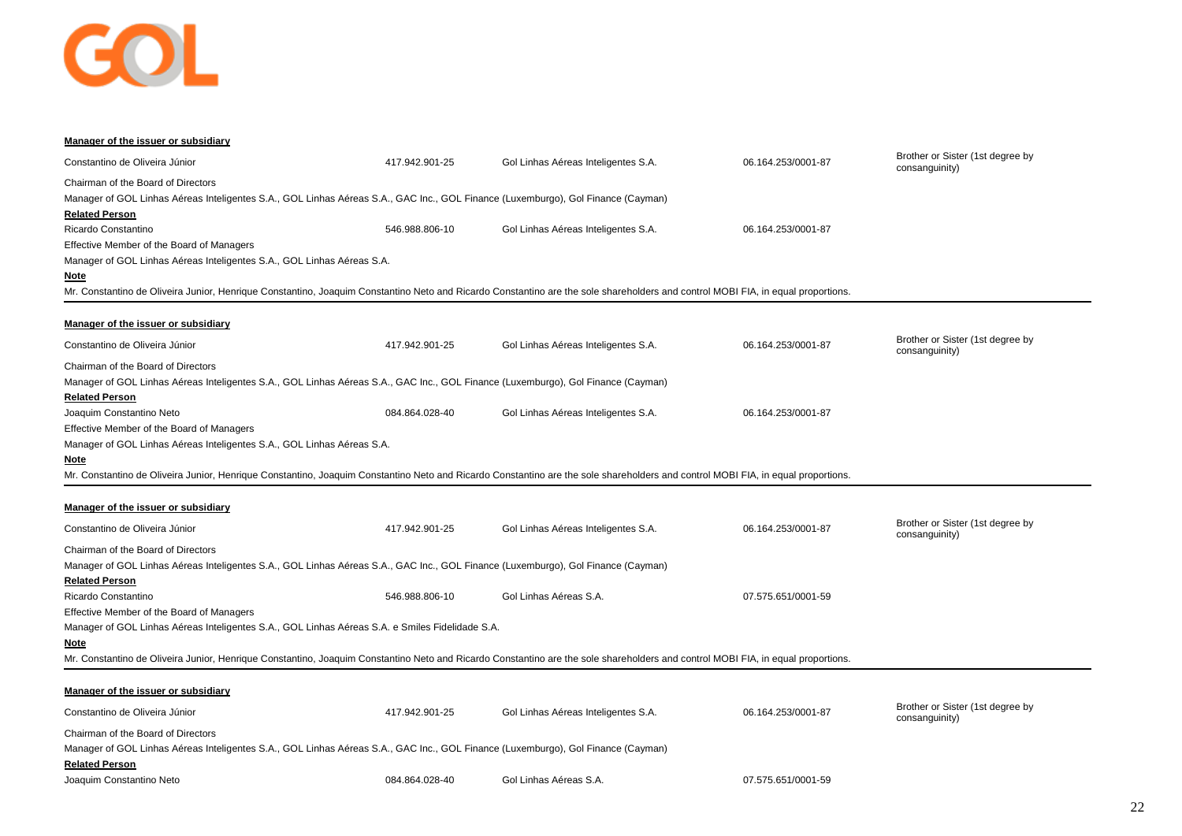**Manager of the issuer or subsidiary**

| | | | | |
|---|---|---|---|---|
| Constantino de Oliveira Júnior | 417.942.901-25 | Gol Linhas Aéreas Inteligentes S.A. | 06.164.253/0001-87 | Brother or Sister (1st degree by consanguinity) |

Chairman of the Board of Directors

Manager of GOL Linhas Aéreas Inteligentes S.A., GOL Linhas Aéreas S.A., GAC Inc., GOL Finance (Luxemburgo), Gol Finance (Cayman)

**Related Person**

| | | | |
|---|---|---|---|
| Ricardo Constantino | 546.988.806-10 | Gol Linhas Aéreas Inteligentes S.A. | 06.164.253/0001-87 |

Effective Member of the Board of Managers

Manager of GOL Linhas Aéreas Inteligentes S.A., GOL Linhas Aéreas S.A.

**Note**

Mr. Constantino de Oliveira Junior, Henrique Constantino, Joaquim Constantino Neto and Ricardo Constantino are the sole shareholders and control MOBI FIA, in equal proportions.

---

**Manager of the issuer or subsidiary**

| | | | | |
|---|---|---|---|---|
| Constantino de Oliveira Júnior | 417.942.901-25 | Gol Linhas Aéreas Inteligentes S.A. | 06.164.253/0001-87 | Brother or Sister (1st degree by consanguinity) |

Chairman of the Board of Directors

Manager of GOL Linhas Aéreas Inteligentes S.A., GOL Linhas Aéreas S.A., GAC Inc., GOL Finance (Luxemburgo), Gol Finance (Cayman)

**Related Person**

| | | | |
|---|---|---|---|
| Joaquim Constantino Neto | 084.864.028-40 | Gol Linhas Aéreas Inteligentes S.A. | 06.164.253/0001-87 |

Effective Member of the Board of Managers

Manager of GOL Linhas Aéreas Inteligentes S.A., GOL Linhas Aéreas S.A.

**Note**

Mr. Constantino de Oliveira Junior, Henrique Constantino, Joaquim Constantino Neto and Ricardo Constantino are the sole shareholders and control MOBI FIA, in equal proportions.

---

**Manager of the issuer or subsidiary**

| | | | | |
|---|---|---|---|---|
| Constantino de Oliveira Júnior | 417.942.901-25 | Gol Linhas Aéreas Inteligentes S.A. | 06.164.253/0001-87 | Brother or Sister (1st degree by consanguinity) |

Chairman of the Board of Directors

Manager of GOL Linhas Aéreas Inteligentes S.A., GOL Linhas Aéreas S.A., GAC Inc., GOL Finance (Luxemburgo), Gol Finance (Cayman)

**Related Person**

| | | | |
|---|---|---|---|
| Ricardo Constantino | 546.988.806-10 | Gol Linhas Aéreas S.A. | 07.575.651/0001-59 |

Effective Member of the Board of Managers

Manager of GOL Linhas Aéreas Inteligentes S.A., GOL Linhas Aéreas S.A. e Smiles Fidelidade S.A.

**Note**

Mr. Constantino de Oliveira Junior, Henrique Constantino, Joaquim Constantino Neto and Ricardo Constantino are the sole shareholders and control MOBI FIA, in equal proportions.

---

**Manager of the issuer or subsidiary**

| | | | | |
|---|---|---|---|---|
| Constantino de Oliveira Júnior | 417.942.901-25 | Gol Linhas Aéreas Inteligentes S.A. | 06.164.253/0001-87 | Brother or Sister (1st degree by consanguinity) |

Chairman of the Board of Directors

Manager of GOL Linhas Aéreas Inteligentes S.A., GOL Linhas Aéreas S.A., GAC Inc., GOL Finance (Luxemburgo), Gol Finance (Cayman)

**Related Person**

| | | | |
|---|---|---|---|
| Joaquim Constantino Neto | 084.864.028-40 | Gol Linhas Aéreas S.A. | 07.575.651/0001-59 |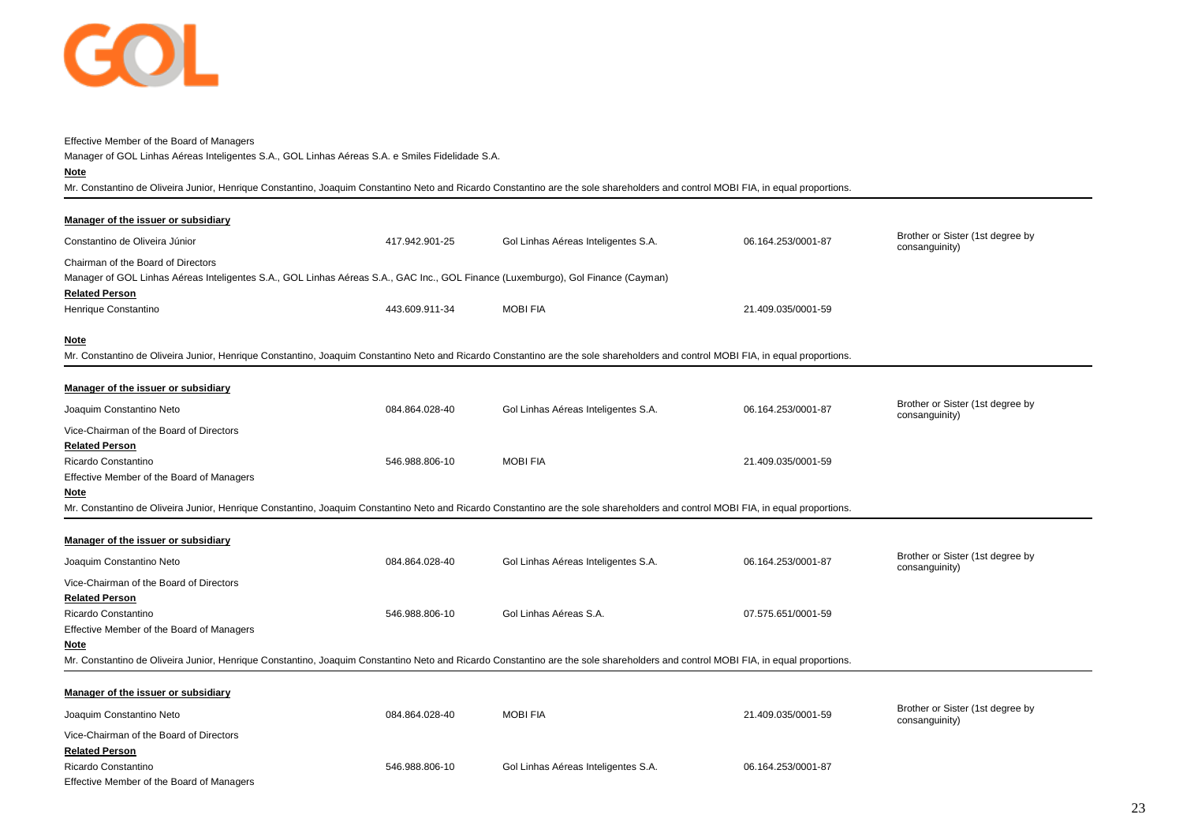Effective Member of the Board of Managers

Manager of GOL Linhas Aéreas Inteligentes S.A., GOL Linhas Aéreas S.A. e Smiles Fidelidade S.A.

**Note**

Mr. Constantino de Oliveira Junior, Henrique Constantino, Joaquim Constantino Neto and Ricardo Constantino are the sole shareholders and control MOBI FIA, in equal proportions.

---

**Manager of the issuer or subsidiary**

| | | | | |
|---|---|---|---|---|
| Constantino de Oliveira Júnior | 417.942.901-25 | Gol Linhas Aéreas Inteligentes S.A. | 06.164.253/0001-87 | Brother or Sister (1st degree by consanguinity) |

Chairman of the Board of Directors

Manager of GOL Linhas Aéreas Inteligentes S.A., GOL Linhas Aéreas S.A., GAC Inc., GOL Finance (Luxemburgo), Gol Finance (Cayman)

**Related Person**

| | | | |
|---|---|---|---|
| Henrique Constantino | 443.609.911-34 | MOBI FIA | 21.409.035/0001-59 |

**Note**

Mr. Constantino de Oliveira Junior, Henrique Constantino, Joaquim Constantino Neto and Ricardo Constantino are the sole shareholders and control MOBI FIA, in equal proportions.

---

**Manager of the issuer or subsidiary**

| | | | | |
|---|---|---|---|---|
| Joaquim Constantino Neto | 084.864.028-40 | Gol Linhas Aéreas Inteligentes S.A. | 06.164.253/0001-87 | Brother or Sister (1st degree by consanguinity) |

Vice-Chairman of the Board of Directors

**Related Person**

| | | | |
|---|---|---|---|
| Ricardo Constantino | 546.988.806-10 | MOBI FIA | 21.409.035/0001-59 |

Effective Member of the Board of Managers

**Note**

Mr. Constantino de Oliveira Junior, Henrique Constantino, Joaquim Constantino Neto and Ricardo Constantino are the sole shareholders and control MOBI FIA, in equal proportions.

---

**Manager of the issuer or subsidiary**

| | | | | |
|---|---|---|---|---|
| Joaquim Constantino Neto | 084.864.028-40 | Gol Linhas Aéreas Inteligentes S.A. | 06.164.253/0001-87 | Brother or Sister (1st degree by consanguinity) |

Vice-Chairman of the Board of Directors

**Related Person**

| | | | |
|---|---|---|---|
| Ricardo Constantino | 546.988.806-10 | Gol Linhas Aéreas S.A. | 07.575.651/0001-59 |

Effective Member of the Board of Managers

**Note**

Mr. Constantino de Oliveira Junior, Henrique Constantino, Joaquim Constantino Neto and Ricardo Constantino are the sole shareholders and control MOBI FIA, in equal proportions.

---

**Manager of the issuer or subsidiary**

| | | | | |
|---|---|---|---|---|
| Joaquim Constantino Neto | 084.864.028-40 | MOBI FIA | 21.409.035/0001-59 | Brother or Sister (1st degree by consanguinity) |

Vice-Chairman of the Board of Directors

**Related Person**

| | | | |
|---|---|---|---|
| Ricardo Constantino | 546.988.806-10 | Gol Linhas Aéreas Inteligentes S.A. | 06.164.253/0001-87 |

Effective Member of the Board of Managers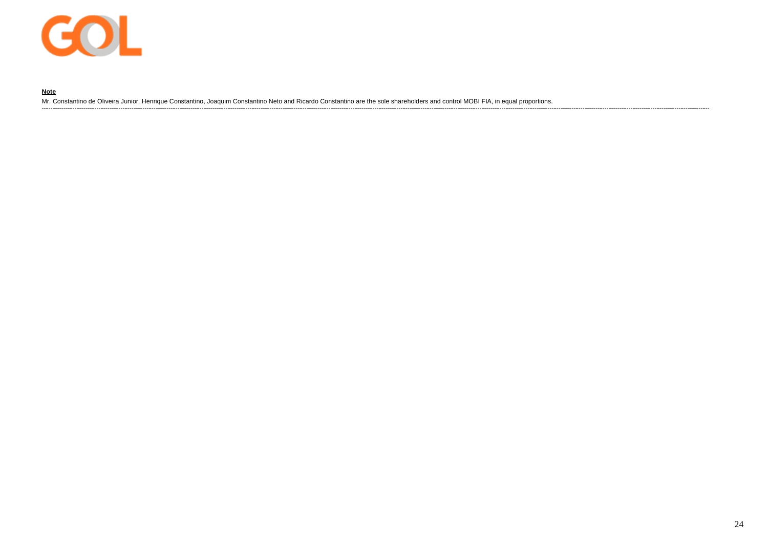**Note**

Mr. Constantino de Oliveira Junior, Henrique Constantino, Joaquim Constantino Neto and Ricardo Constantino are the sole shareholders and control MOBI FIA, in equal proportions.

---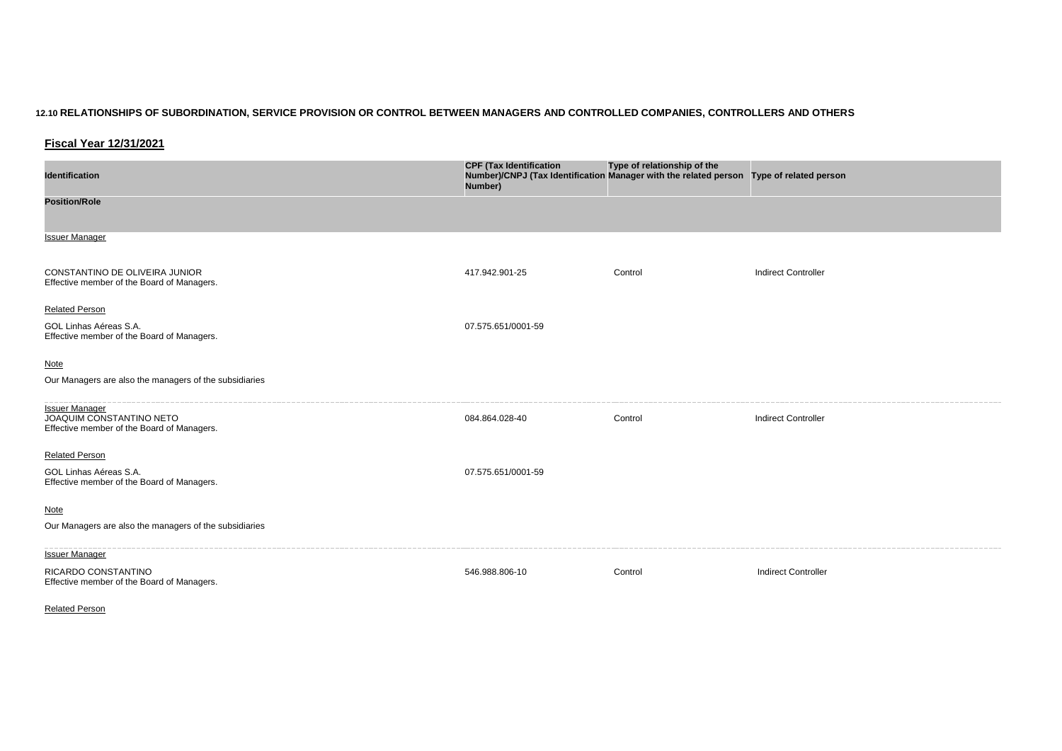**12.10 RELATIONSHIPS OF SUBORDINATION, SERVICE PROVISION OR CONTROL BETWEEN MANAGERS AND CONTROLLED COMPANIES, CONTROLLERS AND OTHERS**

**Fiscal Year 12/31/2021**

| Identification | CPF (Tax Identification Number)/CNPJ (Tax Identification Number) | Type of relationship of the Manager with the related person | Type of related person |
|---|---|---|---|
| **Position/Role** | | | |
| Issuer Manager | | | |
| CONSTANTINO DE OLIVEIRA JUNIOR<br>Effective member of the Board of Managers. | 417.942.901-25 | Control | Indirect Controller |
| Related Person | | | |
| GOL Linhas Aéreas S.A.<br>Effective member of the Board of Managers. | 07.575.651/0001-59 | | |
| Note | | | |
| Our Managers are also the managers of the subsidiaries | | | |
| Issuer Manager | | | |
| JOAQUIM CONSTANTINO NETO<br>Effective member of the Board of Managers. | 084.864.028-40 | Control | Indirect Controller |
| Related Person | | | |
| GOL Linhas Aéreas S.A.<br>Effective member of the Board of Managers. | 07.575.651/0001-59 | | |
| Note | | | |
| Our Managers are also the managers of the subsidiaries | | | |
| Issuer Manager | | | |
| RICARDO CONSTANTINO<br>Effective member of the Board of Managers. | 546.988.806-10 | Control | Indirect Controller |
| Related Person | | | |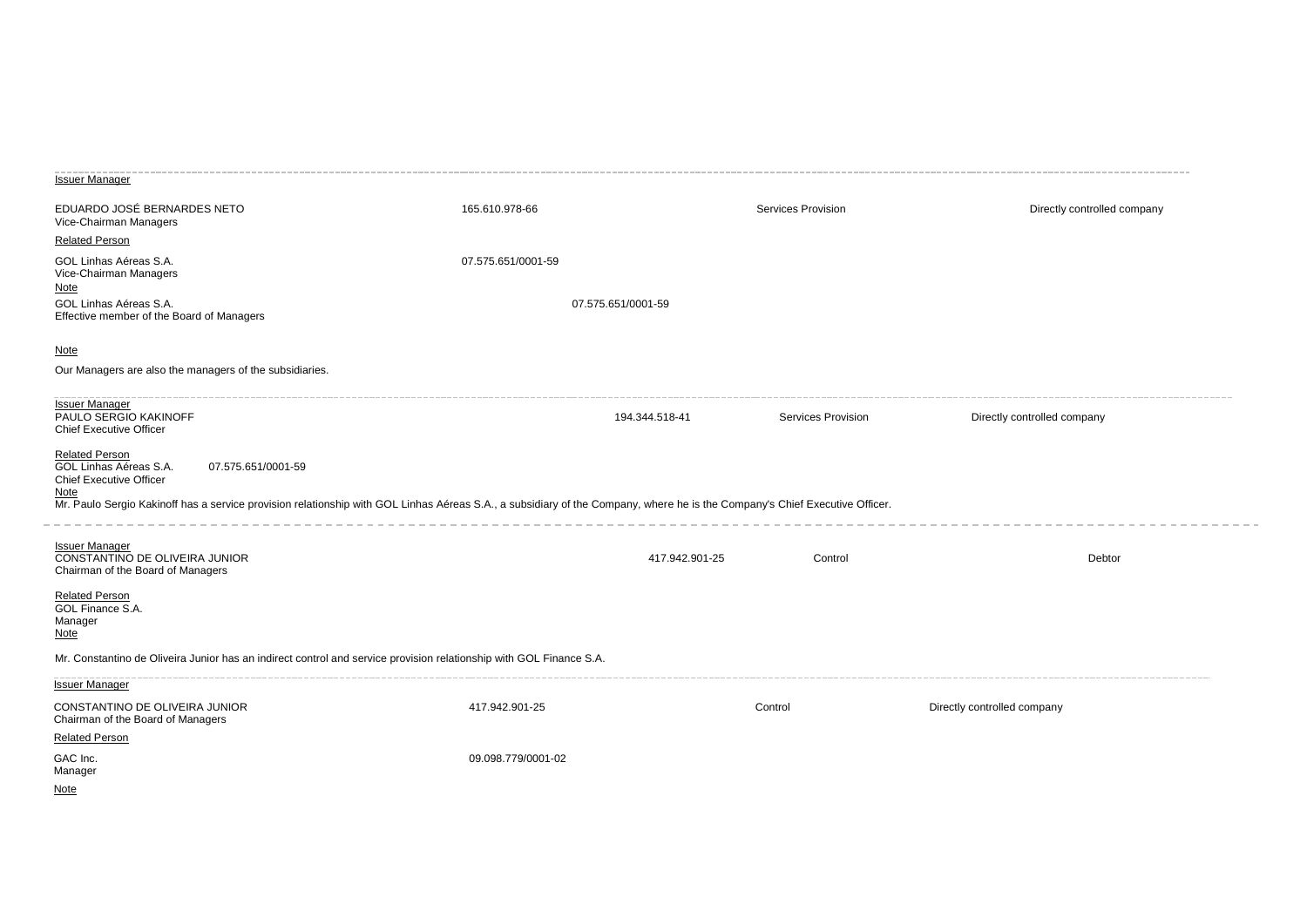---

Issuer Manager

EDUARDO JOSÉ BERNARDES NETO | 165.610.978-66 | Services Provision | Directly controlled company
Vice-Chairman Managers

Related Person

GOL Linhas Aéreas S.A. | 07.575.651/0001-59
Vice-Chairman Managers

Note

GOL Linhas Aéreas S.A. | 07.575.651/0001-59
Effective member of the Board of Managers

Note

Our Managers are also the managers of the subsidiaries.

---

Issuer Manager

PAULO SERGIO KAKINOFF | 194.344.518-41 | Services Provision | Directly controlled company
Chief Executive Officer

Related Person

GOL Linhas Aéreas S.A. | 07.575.651/0001-59
Chief Executive Officer

Note

Mr. Paulo Sergio Kakinoff has a service provision relationship with GOL Linhas Aéreas S.A., a subsidiary of the Company, where he is the Company's Chief Executive Officer.

---

Issuer Manager

CONSTANTINO DE OLIVEIRA JUNIOR | 417.942.901-25 | Control | Debtor
Chairman of the Board of Managers

Related Person

GOL Finance S.A.
Manager

Note

Mr. Constantino de Oliveira Junior has an indirect control and service provision relationship with GOL Finance S.A.

---

Issuer Manager

CONSTANTINO DE OLIVEIRA JUNIOR | 417.942.901-25 | Control | Directly controlled company
Chairman of the Board of Managers

Related Person

GAC Inc. | 09.098.779/0001-02
Manager

Note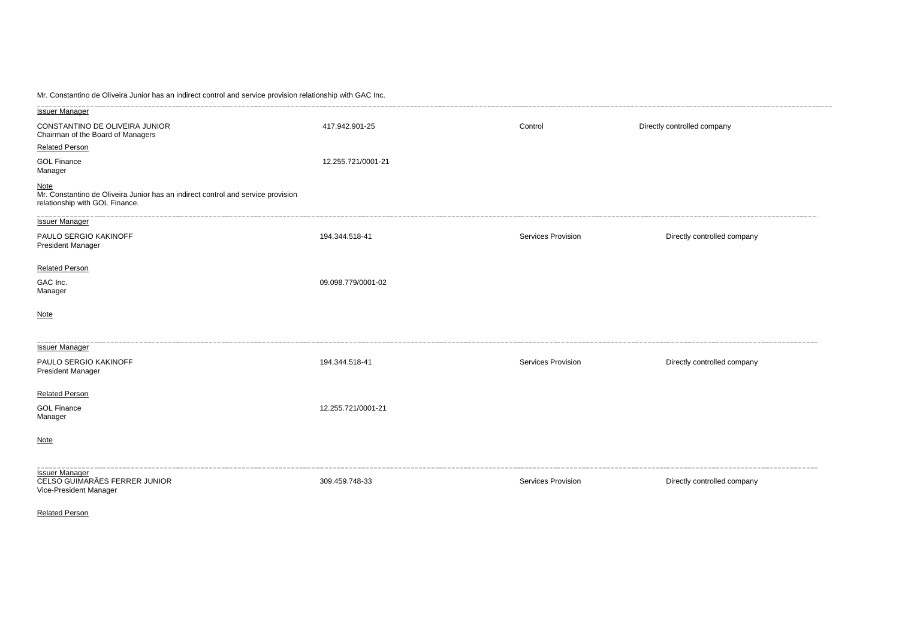Mr. Constantino de Oliveira Junior has an indirect control and service provision relationship with GAC Inc.

---

<u>Issuer Manager</u>

| | | | |
|---|---|---|---|
| CONSTANTINO DE OLIVEIRA JUNIOR<br>Chairman of the Board of Managers | 417.942.901-25 | Control | Directly controlled company |

<u>Related Person</u>

| | |
|---|---|
| GOL Finance<br>Manager | 12.255.721/0001-21 |

<u>Note</u>
Mr. Constantino de Oliveira Junior has an indirect control and service provision relationship with GOL Finance.

---

<u>Issuer Manager</u>

| | | | |
|---|---|---|---|
| PAULO SERGIO KAKINOFF<br>President Manager | 194.344.518-41 | Services Provision | Directly controlled company |

<u>Related Person</u>

| | |
|---|---|
| GAC Inc.<br>Manager | 09.098.779/0001-02 |

<u>Note</u>

---

<u>Issuer Manager</u>

| | | | |
|---|---|---|---|
| PAULO SERGIO KAKINOFF<br>President Manager | 194.344.518-41 | Services Provision | Directly controlled company |

<u>Related Person</u>

| | |
|---|---|
| GOL Finance<br>Manager | 12.255.721/0001-21 |

<u>Note</u>

---

<u>Issuer Manager</u>

| | | | |
|---|---|---|---|
| CELSO GUIMARÃES FERRER JUNIOR<br>Vice-President Manager | 309.459.748-33 | Services Provision | Directly controlled company |

<u>Related Person</u>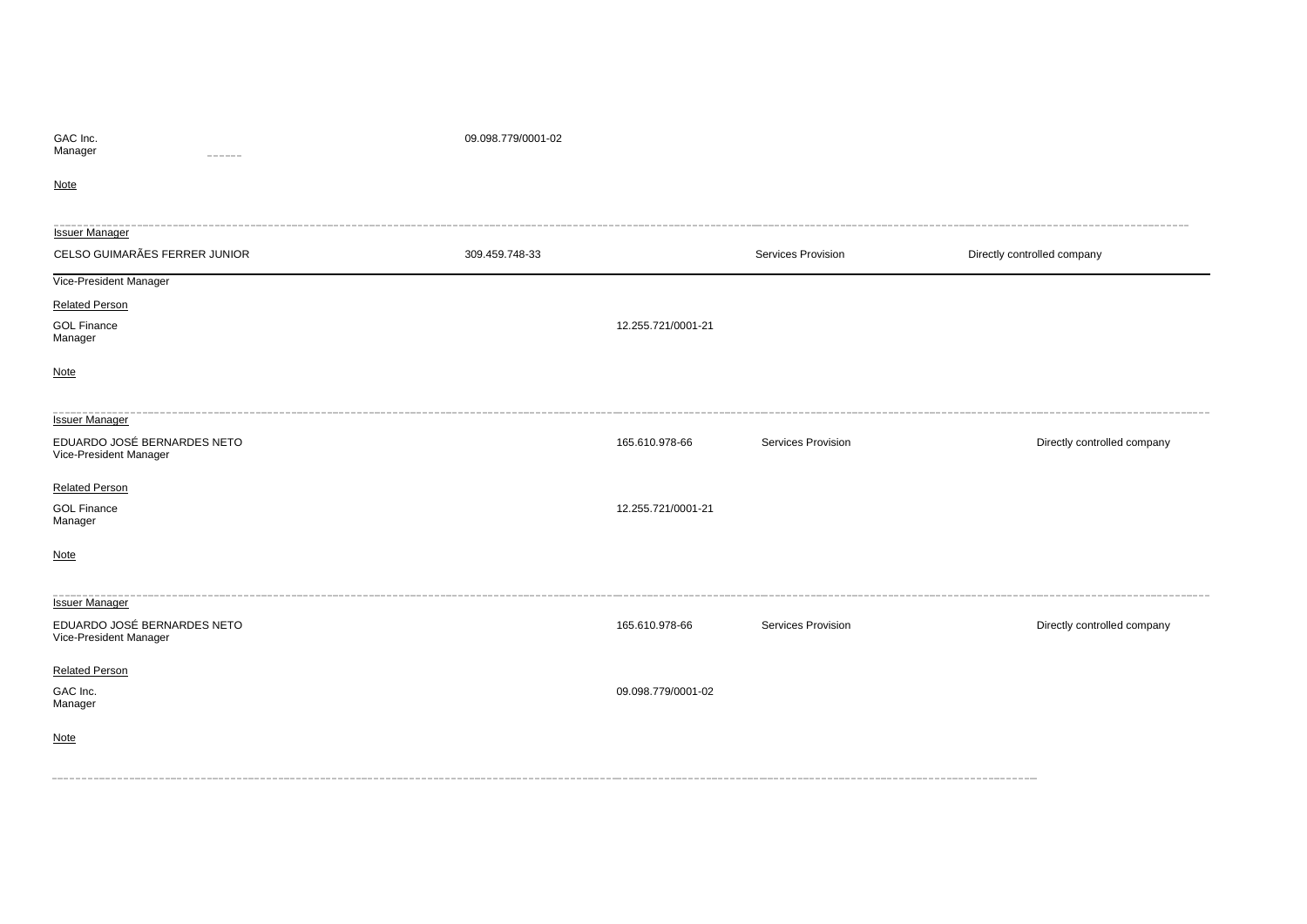GAC Inc.
Manager

09.098.779/0001-02

Note

---

Issuer Manager

| CELSO GUIMARÃES FERRER JUNIOR | 309.459.748-33 | Services Provision | Directly controlled company |
|---|---|---|---|

Vice-President Manager

Related Person

GOL Finance
Manager

12.255.721/0001-21

Note

---

Issuer Manager

| EDUARDO JOSÉ BERNARDES NETO<br>Vice-President Manager | 165.610.978-66 | Services Provision | Directly controlled company |
|---|---|---|---|

Related Person

GOL Finance
Manager

12.255.721/0001-21

Note

---

Issuer Manager

| EDUARDO JOSÉ BERNARDES NETO<br>Vice-President Manager | 165.610.978-66 | Services Provision | Directly controlled company |
|---|---|---|---|

Related Person

GAC Inc.
Manager

09.098.779/0001-02

Note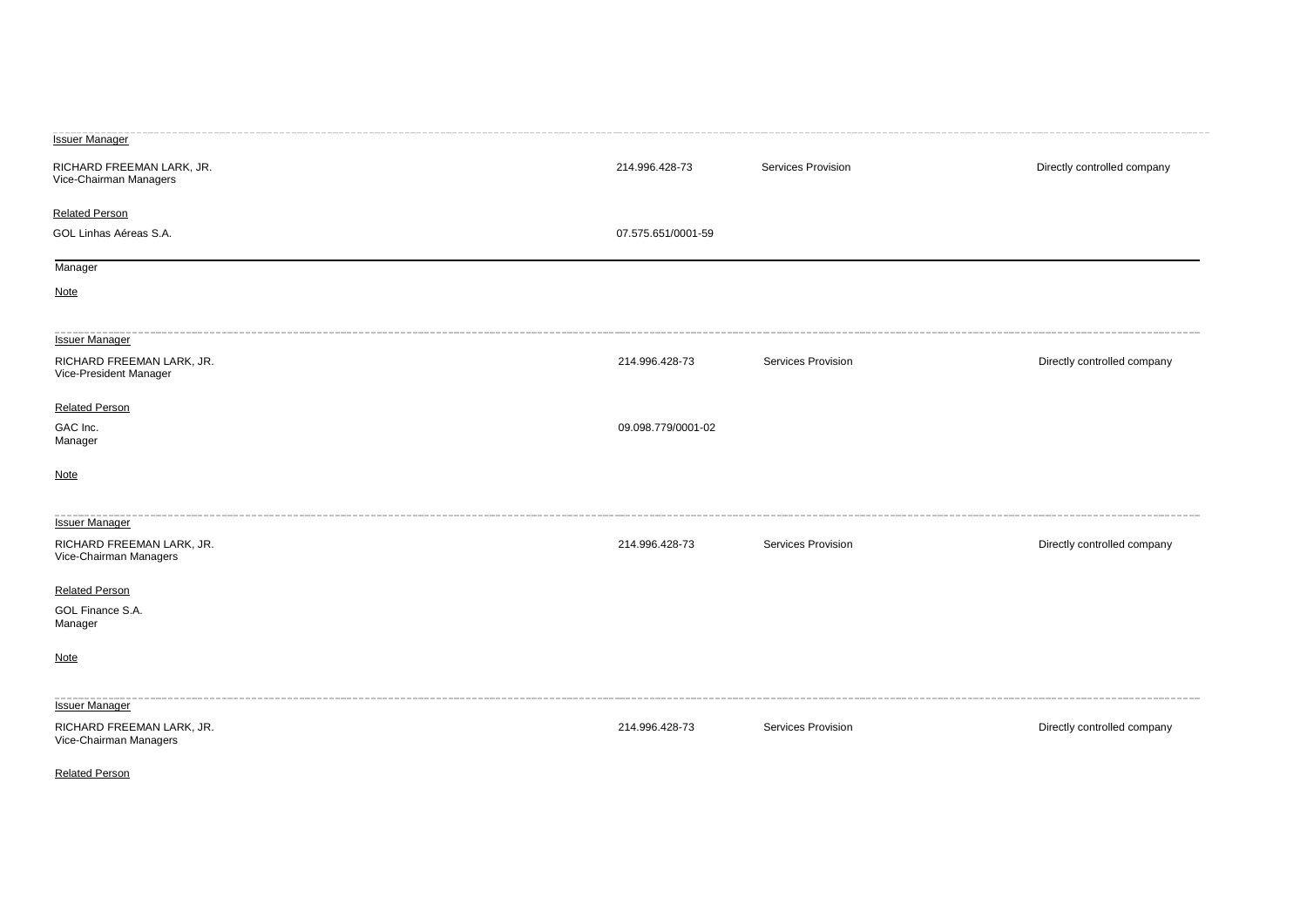Issuer Manager

RICHARD FREEMAN LARK, JR. | 214.996.428-73 | Services Provision | Directly controlled company
Vice-Chairman Managers

Related Person

GOL Linhas Aéreas S.A. | 07.575.651/0001-59

Manager

Note

---

Issuer Manager

RICHARD FREEMAN LARK, JR. | 214.996.428-73 | Services Provision | Directly controlled company
Vice-President Manager

Related Person

GAC Inc. | 09.098.779/0001-02
Manager

Note

---

Issuer Manager

RICHARD FREEMAN LARK, JR. | 214.996.428-73 | Services Provision | Directly controlled company
Vice-Chairman Managers

Related Person

GOL Finance S.A.
Manager

Note

---

Issuer Manager

RICHARD FREEMAN LARK, JR. | 214.996.428-73 | Services Provision | Directly controlled company
Vice-Chairman Managers

Related Person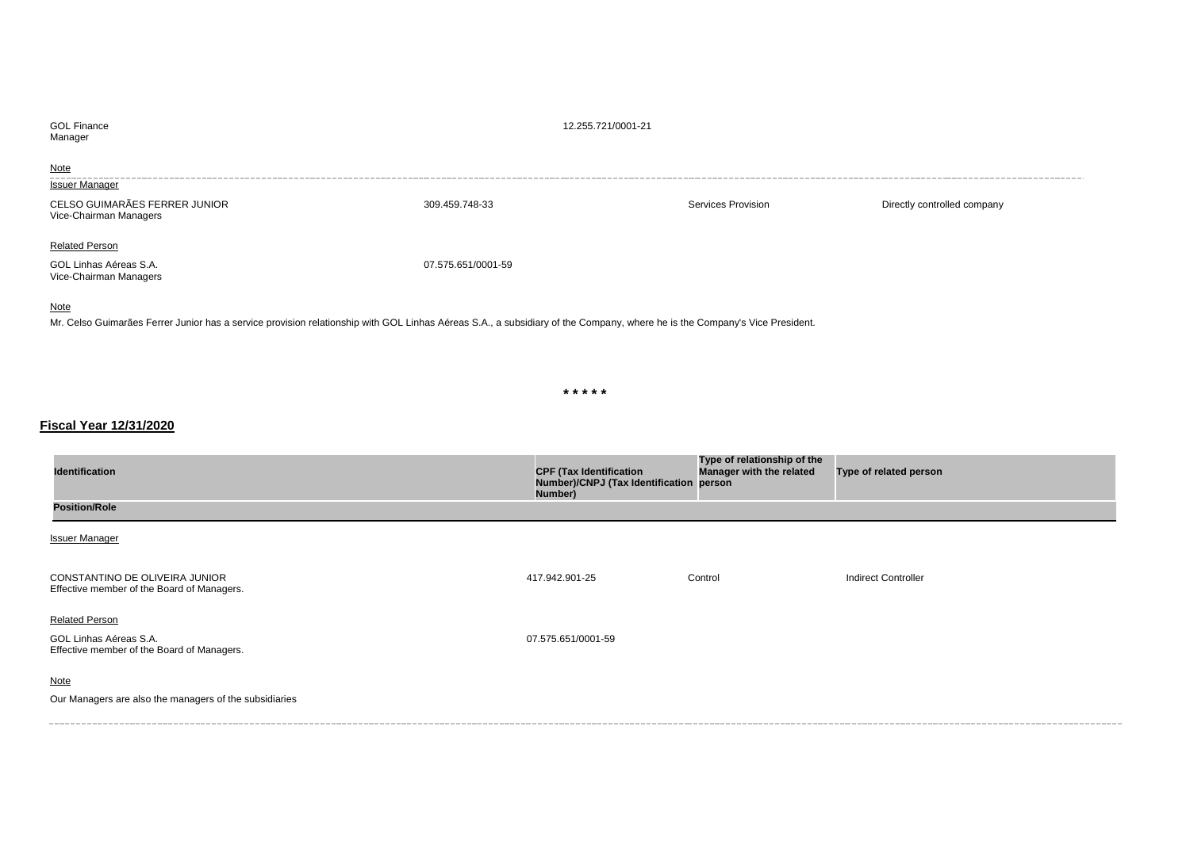| | | | |
|---|---|---|---|
| GOL Finance<br>Manager | 12.255.721/0001-21 | | |

Note

Issuer Manager

| | | | |
|---|---|---|---|
| CELSO GUIMARÃES FERRER JUNIOR<br>Vice-Chairman Managers | 309.459.748-33 | Services Provision | Directly controlled company |

Related Person

| | | | |
|---|---|---|---|
| GOL Linhas Aéreas S.A.<br>Vice-Chairman Managers | 07.575.651/0001-59 | | |

Note

Mr. Celso Guimarães Ferrer Junior has a service provision relationship with GOL Linhas Aéreas S.A., a subsidiary of the Company, where he is the Company's Vice President.

\* \* \* \* \*

## Fiscal Year 12/31/2020

| Identification | CPF (Tax Identification Number)/CNPJ (Tax Identification Number) | Type of relationship of the Manager with the related person | Type of related person |
|---|---|---|---|
| **Position/Role** | | | |
| Issuer Manager | | | |
| CONSTANTINO DE OLIVEIRA JUNIOR<br>Effective member of the Board of Managers. | 417.942.901-25 | Control | Indirect Controller |
| Related Person | | | |
| GOL Linhas Aéreas S.A.<br>Effective member of the Board of Managers. | 07.575.651/0001-59 | | |

Note

Our Managers are also the managers of the subsidiaries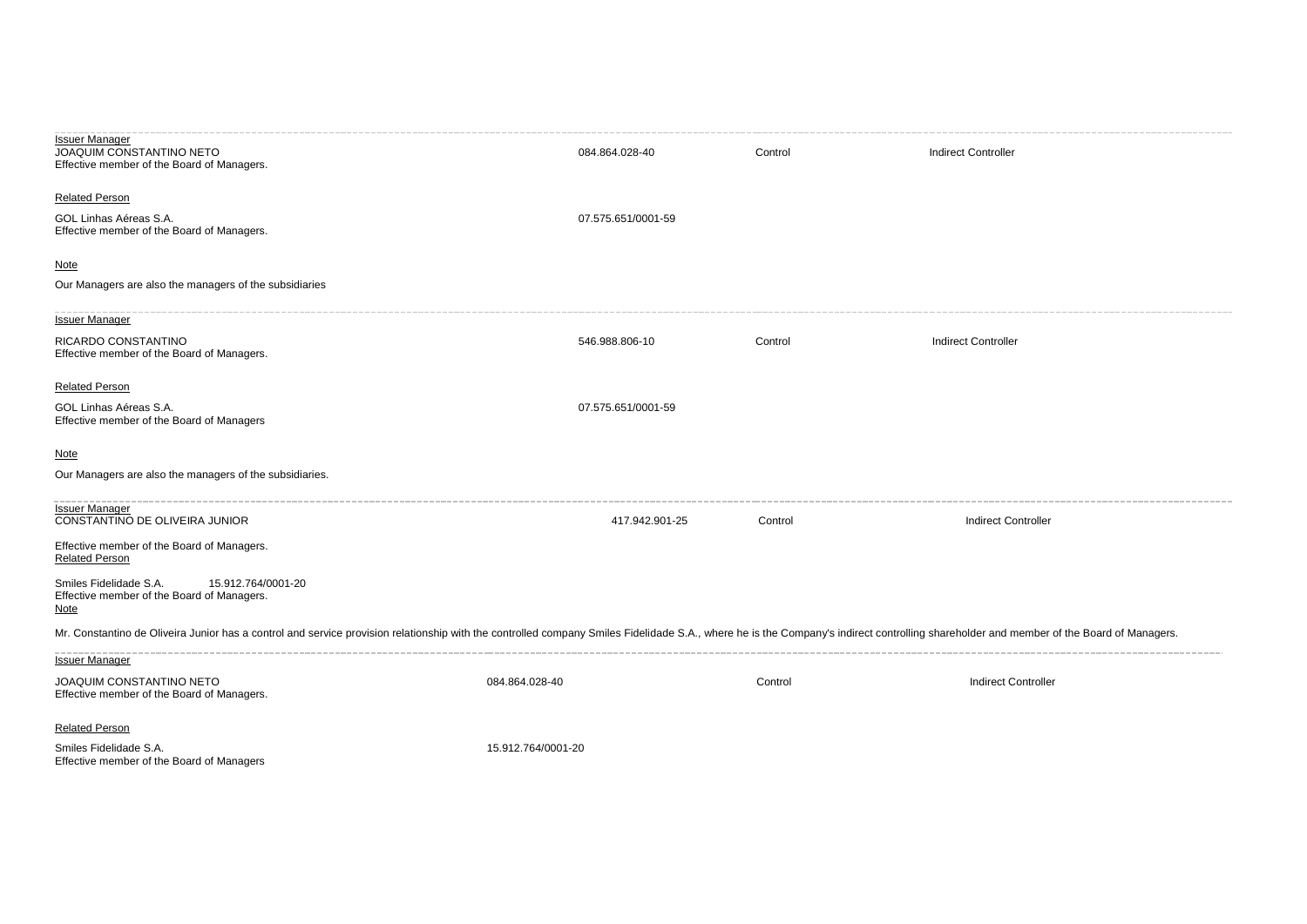---

Issuer Manager

| | | | |
|---|---|---|---|
| JOAQUIM CONSTANTINO NETO<br>Effective member of the Board of Managers. | 084.864.028-40 | Control | Indirect Controller |

Related Person

| | |
|---|---|
| GOL Linhas Aéreas S.A.<br>Effective member of the Board of Managers. | 07.575.651/0001-59 |

Note

Our Managers are also the managers of the subsidiaries

---

Issuer Manager

| | | | |
|---|---|---|---|
| RICARDO CONSTANTINO<br>Effective member of the Board of Managers. | 546.988.806-10 | Control | Indirect Controller |

Related Person

| | |
|---|---|
| GOL Linhas Aéreas S.A.<br>Effective member of the Board of Managers | 07.575.651/0001-59 |

Note

Our Managers are also the managers of the subsidiaries.

---

Issuer Manager

| | | | |
|---|---|---|---|
| CONSTANTINO DE OLIVEIRA JUNIOR<br>Effective member of the Board of Managers. | 417.942.901-25 | Control | Indirect Controller |

Related Person

| | |
|---|---|
| Smiles Fidelidade S.A.<br>Effective member of the Board of Managers. | 15.912.764/0001-20 |

Note

Mr. Constantino de Oliveira Junior has a control and service provision relationship with the controlled company Smiles Fidelidade S.A., where he is the Company's indirect controlling shareholder and member of the Board of Managers.

---

Issuer Manager

| | | | |
|---|---|---|---|
| JOAQUIM CONSTANTINO NETO<br>Effective member of the Board of Managers. | 084.864.028-40 | Control | Indirect Controller |

Related Person

| | |
|---|---|
| Smiles Fidelidade S.A.<br>Effective member of the Board of Managers | 15.912.764/0001-20 |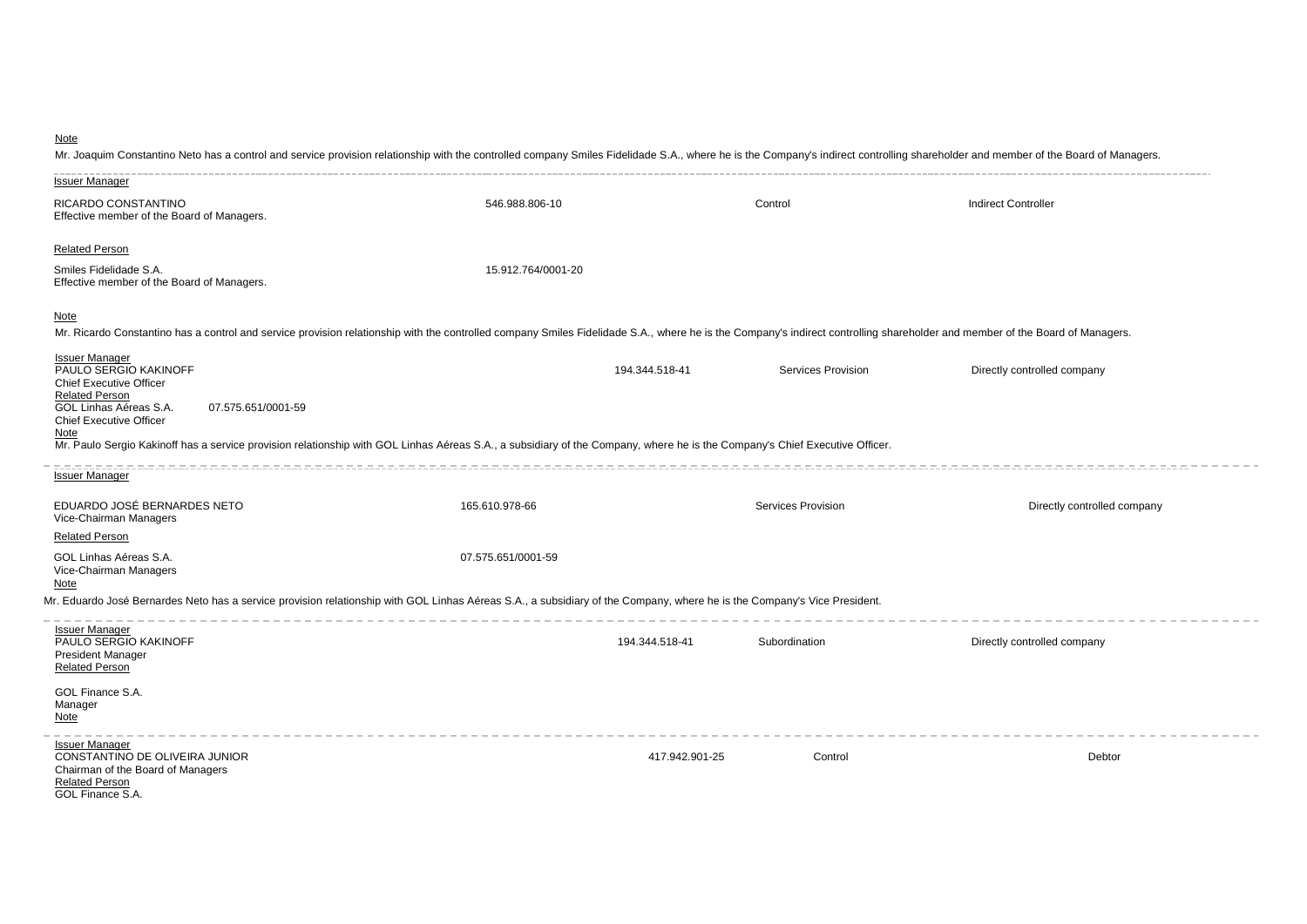Note

Mr. Joaquim Constantino Neto has a control and service provision relationship with the controlled company Smiles Fidelidade S.A., where he is the Company's indirect controlling shareholder and member of the Board of Managers.

---

Issuer Manager

| | | | |
|---|---|---|---|
| RICARDO CONSTANTINO<br>Effective member of the Board of Managers. | 546.988.806-10 | Control | Indirect Controller |

Related Person

| | |
|---|---|
| Smiles Fidelidade S.A.<br>Effective member of the Board of Managers. | 15.912.764/0001-20 |

Note

Mr. Ricardo Constantino has a control and service provision relationship with the controlled company Smiles Fidelidade S.A., where he is the Company's indirect controlling shareholder and member of the Board of Managers.

Issuer Manager

| | | | |
|---|---|---|---|
| PAULO SERGIO KAKINOFF<br>Chief Executive Officer | 194.344.518-41 | Services Provision | Directly controlled company |

Related Person

GOL Linhas Aéreas S.A. 07.575.651/0001-59
Chief Executive Officer

Note

Mr. Paulo Sergio Kakinoff has a service provision relationship with GOL Linhas Aéreas S.A., a subsidiary of the Company, where he is the Company's Chief Executive Officer.

---

Issuer Manager

| | | | |
|---|---|---|---|
| EDUARDO JOSÉ BERNARDES NETO<br>Vice-Chairman Managers | 165.610.978-66 | Services Provision | Directly controlled company |

Related Person

| | |
|---|---|
| GOL Linhas Aéreas S.A.<br>Vice-Chairman Managers | 07.575.651/0001-59 |

Note

Mr. Eduardo José Bernardes Neto has a service provision relationship with GOL Linhas Aéreas S.A., a subsidiary of the Company, where he is the Company's Vice President.

---

Issuer Manager

| | | | |
|---|---|---|---|
| PAULO SERGIO KAKINOFF<br>President Manager | 194.344.518-41 | Subordination | Directly controlled company |

Related Person

GOL Finance S.A.
Manager

Note

---

Issuer Manager

| | | | |
|---|---|---|---|
| CONSTANTINO DE OLIVEIRA JUNIOR<br>Chairman of the Board of Managers | 417.942.901-25 | Control | Debtor |

Related Person

GOL Finance S.A.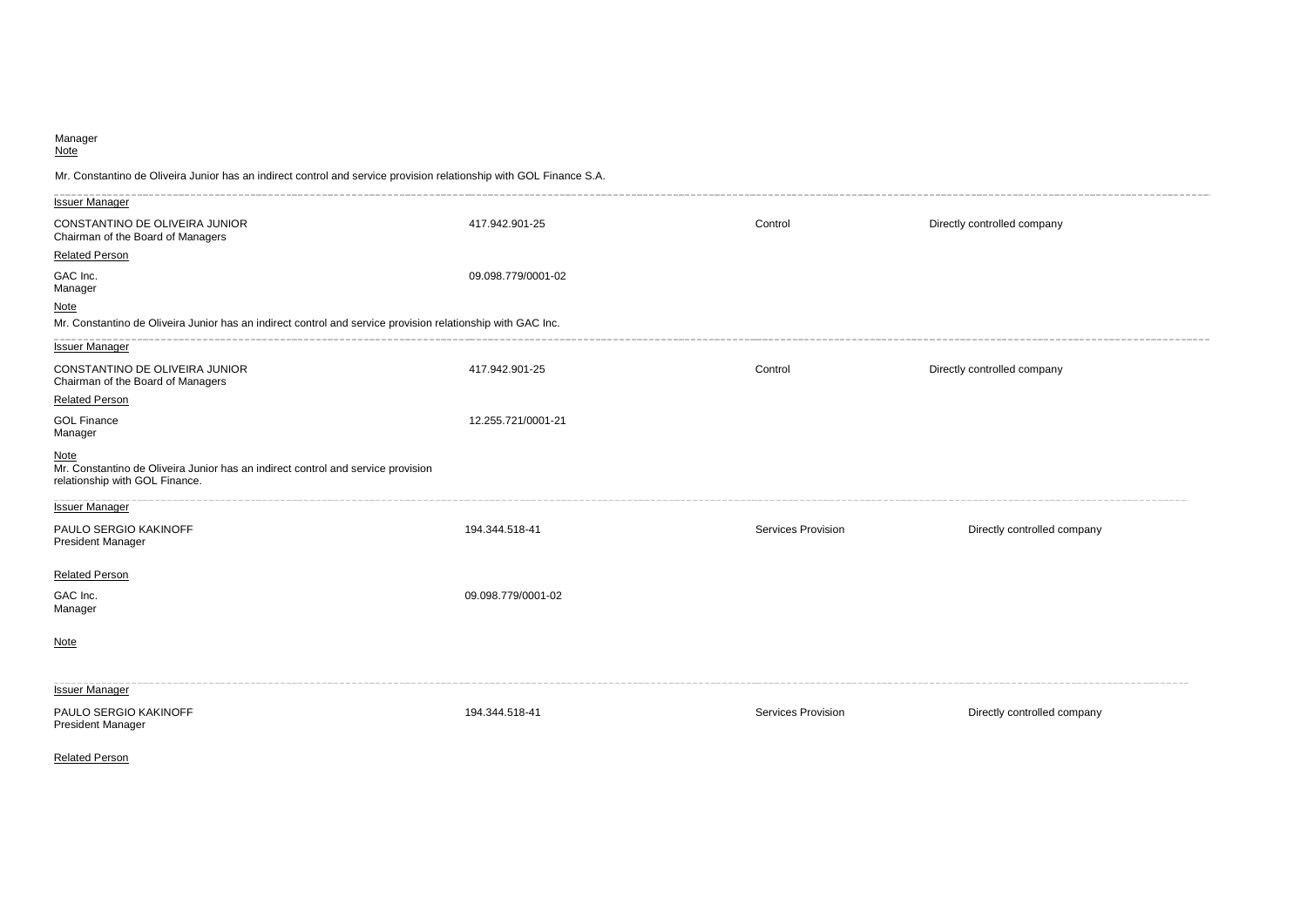Manager

Note

Mr. Constantino de Oliveira Junior has an indirect control and service provision relationship with GOL Finance S.A.

---

Issuer Manager

| | | | |
|---|---|---|---|
| CONSTANTINO DE OLIVEIRA JUNIOR<br>Chairman of the Board of Managers | 417.942.901-25 | Control | Directly controlled company |

Related Person

| | |
|---|---|
| GAC Inc.<br>Manager | 09.098.779/0001-02 |

Note

Mr. Constantino de Oliveira Junior has an indirect control and service provision relationship with GAC Inc.

---

Issuer Manager

| | | | |
|---|---|---|---|
| CONSTANTINO DE OLIVEIRA JUNIOR<br>Chairman of the Board of Managers | 417.942.901-25 | Control | Directly controlled company |

Related Person

| | |
|---|---|
| GOL Finance<br>Manager | 12.255.721/0001-21 |

Note

Mr. Constantino de Oliveira Junior has an indirect control and service provision relationship with GOL Finance.

---

Issuer Manager

| | | | |
|---|---|---|---|
| PAULO SERGIO KAKINOFF<br>President Manager | 194.344.518-41 | Services Provision | Directly controlled company |

Related Person

| | |
|---|---|
| GAC Inc.<br>Manager | 09.098.779/0001-02 |

Note

---

Issuer Manager

| | | | |
|---|---|---|---|
| PAULO SERGIO KAKINOFF<br>President Manager | 194.344.518-41 | Services Provision | Directly controlled company |

Related Person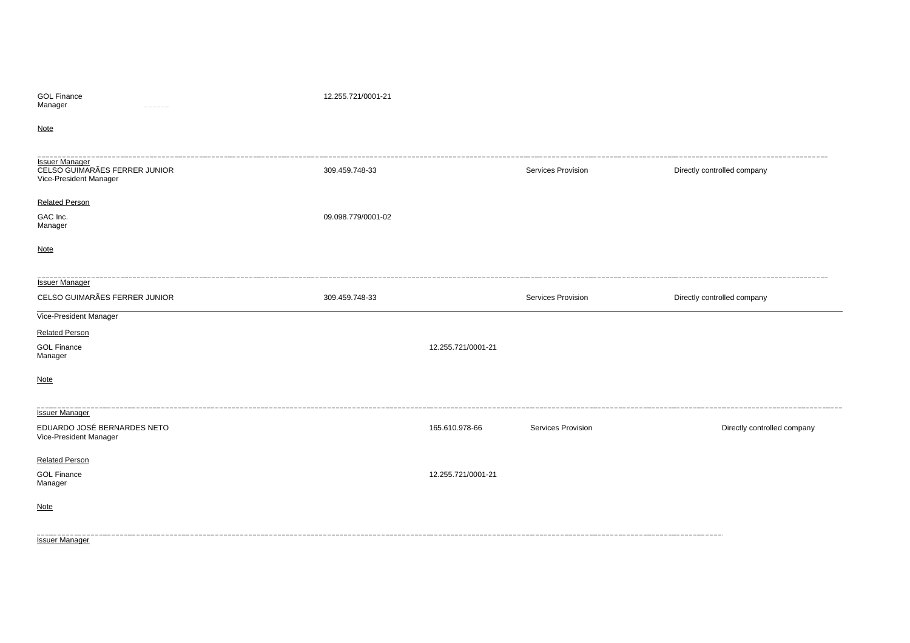GOL Finance
Manager 12.255.721/0001-21

Note

---

Issuer Manager

CELSO GUIMARÃES FERRER JUNIOR 309.459.748-33 Services Provision Directly controlled company
Vice-President Manager

Related Person

GAC Inc. 09.098.779/0001-02
Manager

Note

---

Issuer Manager

CELSO GUIMARÃES FERRER JUNIOR 309.459.748-33 Services Provision Directly controlled company
Vice-President Manager

Related Person

GOL Finance 12.255.721/0001-21
Manager

Note

---

Issuer Manager

EDUARDO JOSÉ BERNARDES NETO 165.610.978-66 Services Provision Directly controlled company
Vice-President Manager

Related Person

GOL Finance 12.255.721/0001-21
Manager

Note

---

Issuer Manager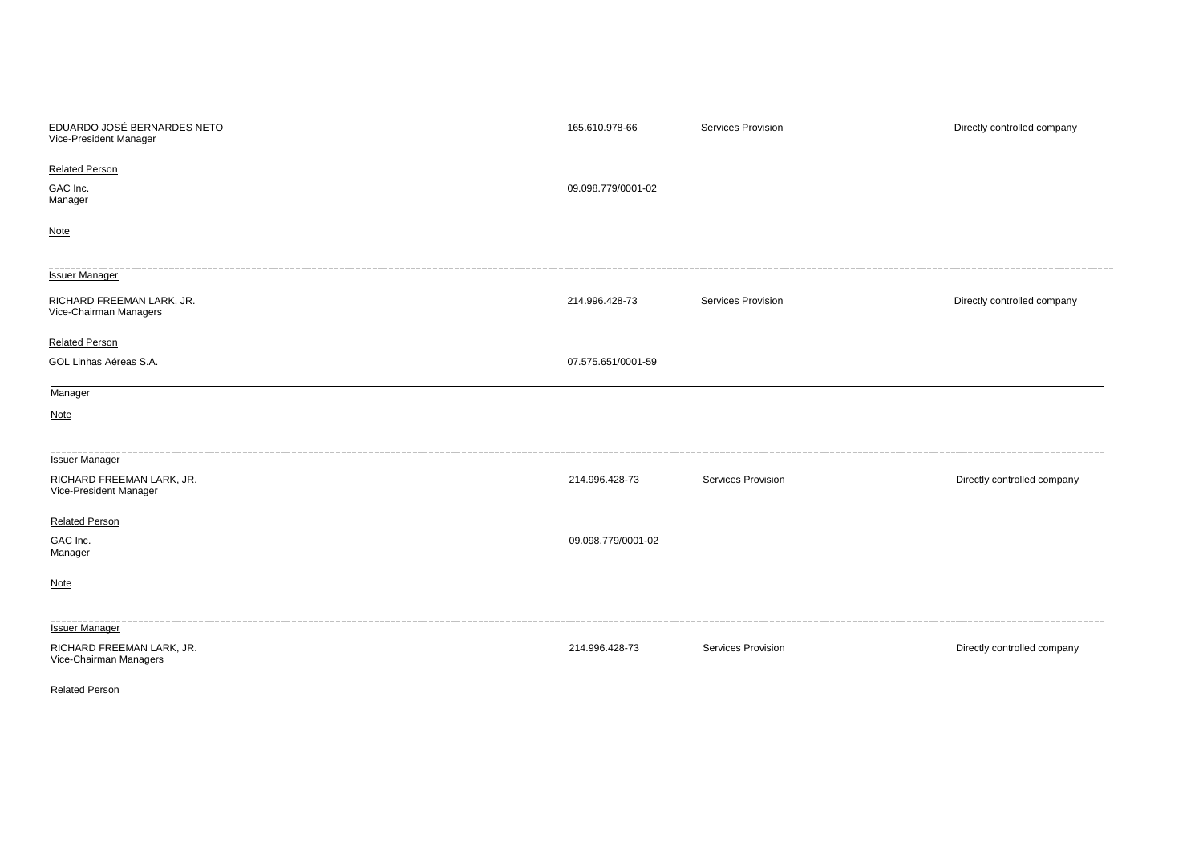EDUARDO JOSÉ BERNARDES NETO
Vice-President Manager

165.610.978-66 Services Provision Directly controlled company

Related Person

GAC Inc.
Manager

09.098.779/0001-02

Note

---

Issuer Manager

RICHARD FREEMAN LARK, JR.
Vice-Chairman Managers

214.996.428-73 Services Provision Directly controlled company

Related Person

GOL Linhas Aéreas S.A.

07.575.651/0001-59

Manager

Note

---

Issuer Manager

RICHARD FREEMAN LARK, JR.
Vice-President Manager

214.996.428-73 Services Provision Directly controlled company

Related Person

GAC Inc.
Manager

09.098.779/0001-02

Note

---

Issuer Manager

RICHARD FREEMAN LARK, JR.
Vice-Chairman Managers

214.996.428-73 Services Provision Directly controlled company

Related Person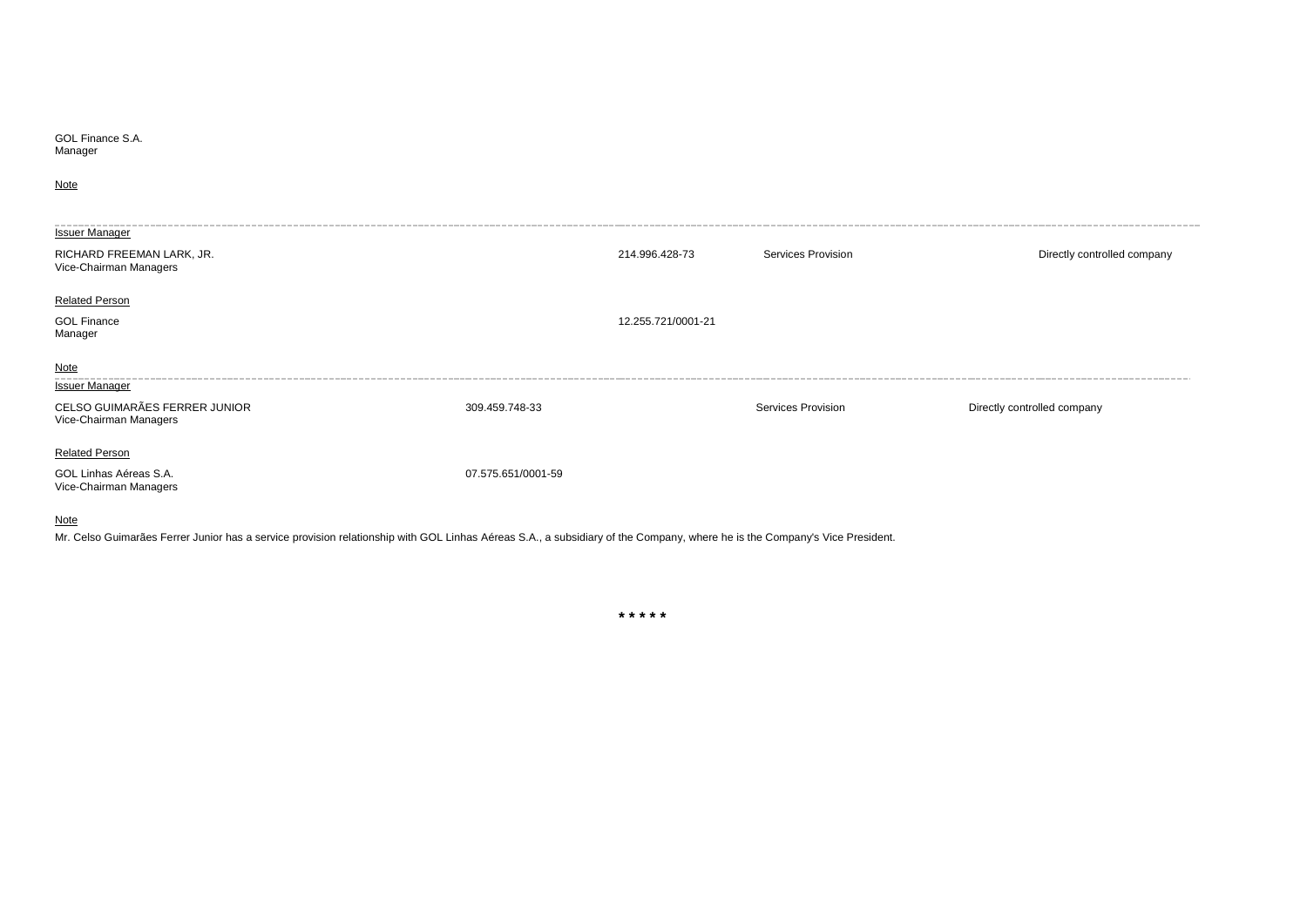GOL Finance S.A.
Manager

Note

---

Issuer Manager

| | | | |
|---|---|---|---|
| RICHARD FREEMAN LARK, JR.<br>Vice-Chairman Managers | 214.996.428-73 | Services Provision | Directly controlled company |

Related Person

| | |
|---|---|
| GOL Finance<br>Manager | 12.255.721/0001-21 |

Note

---

Issuer Manager

| | | | |
|---|---|---|---|
| CELSO GUIMARÃES FERRER JUNIOR<br>Vice-Chairman Managers | 309.459.748-33 | Services Provision | Directly controlled company |

Related Person

| | |
|---|---|
| GOL Linhas Aéreas S.A.<br>Vice-Chairman Managers | 07.575.651/0001-59 |

Note

Mr. Celso Guimarães Ferrer Junior has a service provision relationship with GOL Linhas Aéreas S.A., a subsidiary of the Company, where he is the Company's Vice President.

* * * * *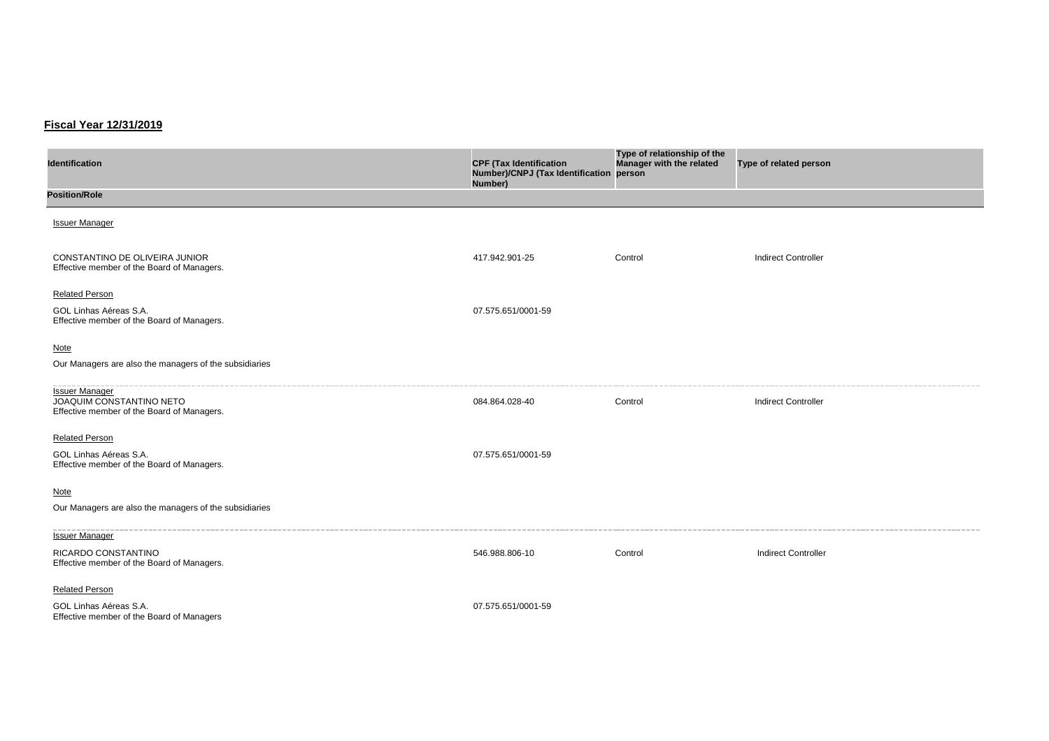**Fiscal Year 12/31/2019**

| Identification | CPF (Tax Identification Number)/CNPJ (Tax Identification Number) | Type of relationship of the Manager with the related person | Type of related person |
|---|---|---|---|
| **Position/Role** | | | |
| Issuer Manager | | | |
| CONSTANTINO DE OLIVEIRA JUNIOR<br>Effective member of the Board of Managers. | 417.942.901-25 | Control | Indirect Controller |
| Related Person | | | |
| GOL Linhas Aéreas S.A.<br>Effective member of the Board of Managers. | 07.575.651/0001-59 | | |
| Note | | | |
| Our Managers are also the managers of the subsidiaries | | | |
| Issuer Manager | | | |
| JOAQUIM CONSTANTINO NETO<br>Effective member of the Board of Managers. | 084.864.028-40 | Control | Indirect Controller |
| Related Person | | | |
| GOL Linhas Aéreas S.A.<br>Effective member of the Board of Managers. | 07.575.651/0001-59 | | |
| Note | | | |
| Our Managers are also the managers of the subsidiaries | | | |
| Issuer Manager | | | |
| RICARDO CONSTANTINO<br>Effective member of the Board of Managers. | 546.988.806-10 | Control | Indirect Controller |
| Related Person | | | |
| GOL Linhas Aéreas S.A.<br>Effective member of the Board of Managers | 07.575.651/0001-59 | | |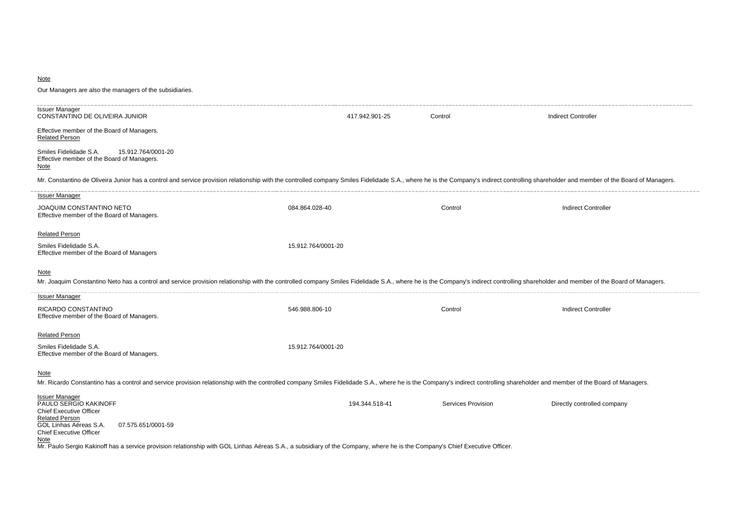Note

Our Managers are also the managers of the subsidiaries.

---

Issuer Manager

CONSTANTINO DE OLIVEIRA JUNIOR | 417.942.901-25 | Control | Indirect Controller

Effective member of the Board of Managers.

Related Person

Smiles Fidelidade S.A. | 15.912.764/0001-20

Effective member of the Board of Managers.

Note

Mr. Constantino de Oliveira Junior has a control and service provision relationship with the controlled company Smiles Fidelidade S.A., where he is the Company's indirect controlling shareholder and member of the Board of Managers.

---

Issuer Manager

JOAQUIM CONSTANTINO NETO | 084.864.028-40 | Control | Indirect Controller

Effective member of the Board of Managers.

Related Person

Smiles Fidelidade S.A. | 15.912.764/0001-20

Effective member of the Board of Managers

Note

Mr. Joaquim Constantino Neto has a control and service provision relationship with the controlled company Smiles Fidelidade S.A., where he is the Company's indirect controlling shareholder and member of the Board of Managers.

---

Issuer Manager

RICARDO CONSTANTINO | 546.988.806-10 | Control | Indirect Controller

Effective member of the Board of Managers.

Related Person

Smiles Fidelidade S.A. | 15.912.764/0001-20

Effective member of the Board of Managers.

Note

Mr. Ricardo Constantino has a control and service provision relationship with the controlled company Smiles Fidelidade S.A., where he is the Company's indirect controlling shareholder and member of the Board of Managers.

---

Issuer Manager

PAULO SERGIO KAKINOFF | 194.344.518-41 | Services Provision | Directly controlled company

Chief Executive Officer

Related Person

GOL Linhas Aéreas S.A. | 07.575.651/0001-59

Chief Executive Officer

Note

Mr. Paulo Sergio Kakinoff has a service provision relationship with GOL Linhas Aéreas S.A., a subsidiary of the Company, where he is the Company's Chief Executive Officer.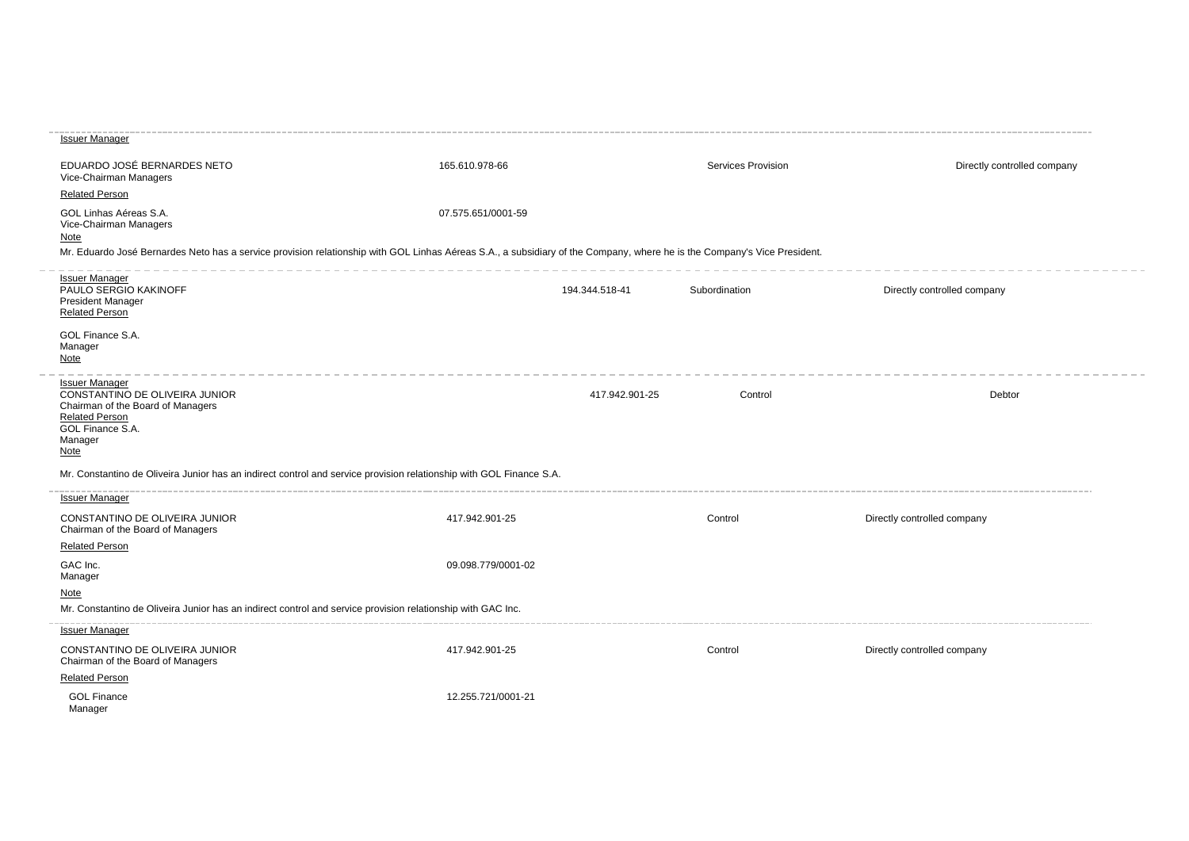---

Issuer Manager

| | | | |
|---|---|---|---|
| EDUARDO JOSÉ BERNARDES NETO<br>Vice-Chairman Managers | 165.610.978-66 | Services Provision | Directly controlled company |

Related Person

| | |
|---|---|
| GOL Linhas Aéreas S.A.<br>Vice-Chairman Managers | 07.575.651/0001-59 |

Note

Mr. Eduardo José Bernardes Neto has a service provision relationship with GOL Linhas Aéreas S.A., a subsidiary of the Company, where he is the Company's Vice President.

---

Issuer Manager

| | | | |
|---|---|---|---|
| PAULO SERGIO KAKINOFF<br>President Manager | 194.344.518-41 | Subordination | Directly controlled company |

Related Person

GOL Finance S.A.
Manager

Note

---

Issuer Manager

| | | | |
|---|---|---|---|
| CONSTANTINO DE OLIVEIRA JUNIOR<br>Chairman of the Board of Managers | 417.942.901-25 | Control | Debtor |

Related Person

GOL Finance S.A.
Manager

Note

Mr. Constantino de Oliveira Junior has an indirect control and service provision relationship with GOL Finance S.A.

---

Issuer Manager

| | | | |
|---|---|---|---|
| CONSTANTINO DE OLIVEIRA JUNIOR<br>Chairman of the Board of Managers | 417.942.901-25 | Control | Directly controlled company |

Related Person

| | |
|---|---|
| GAC Inc.<br>Manager | 09.098.779/0001-02 |

Note

Mr. Constantino de Oliveira Junior has an indirect control and service provision relationship with GAC Inc.

---

Issuer Manager

| | | | |
|---|---|---|---|
| CONSTANTINO DE OLIVEIRA JUNIOR<br>Chairman of the Board of Managers | 417.942.901-25 | Control | Directly controlled company |

Related Person

| | |
|---|---|
| GOL Finance<br>Manager | 12.255.721/0001-21 |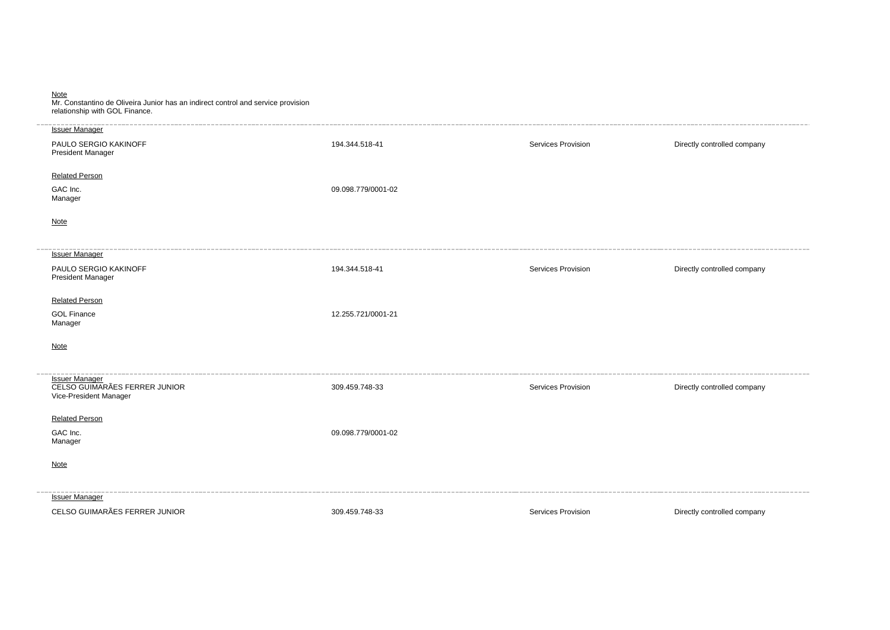Note

Mr. Constantino de Oliveira Junior has an indirect control and service provision relationship with GOL Finance.

---

Issuer Manager

| | | | |
|---|---|---|---|
| PAULO SERGIO KAKINOFF<br>President Manager | 194.344.518-41 | Services Provision | Directly controlled company |

Related Person

| | |
|---|---|
| GAC Inc.<br>Manager | 09.098.779/0001-02 |

Note

---

Issuer Manager

| | | | |
|---|---|---|---|
| PAULO SERGIO KAKINOFF<br>President Manager | 194.344.518-41 | Services Provision | Directly controlled company |

Related Person

| | |
|---|---|
| GOL Finance<br>Manager | 12.255.721/0001-21 |

Note

---

Issuer Manager

| | | | |
|---|---|---|---|
| CELSO GUIMARÃES FERRER JUNIOR<br>Vice-President Manager | 309.459.748-33 | Services Provision | Directly controlled company |

Related Person

| | |
|---|---|
| GAC Inc.<br>Manager | 09.098.779/0001-02 |

Note

---

Issuer Manager

| | | | |
|---|---|---|---|
| CELSO GUIMARÃES FERRER JUNIOR | 309.459.748-33 | Services Provision | Directly controlled company |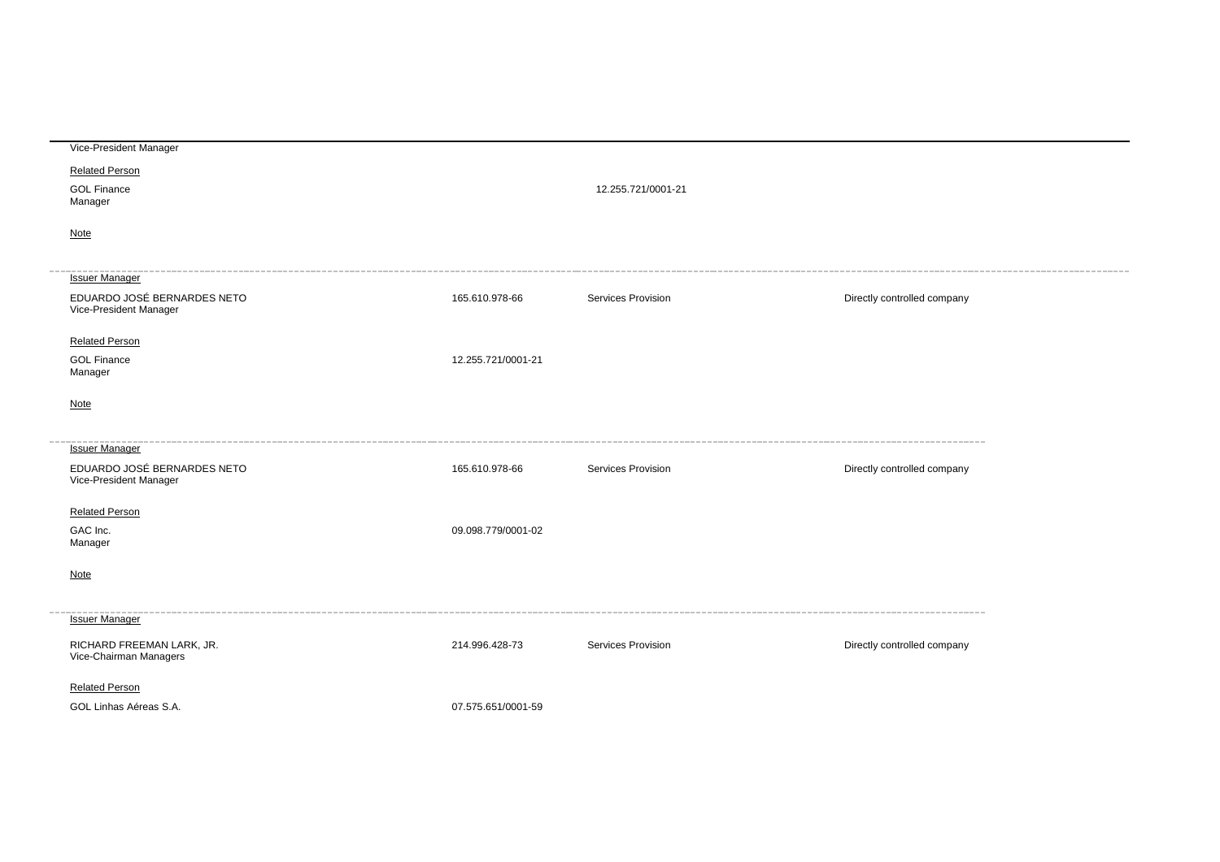Vice-President Manager

Related Person

GOL Finance 12.255.721/0001-21
Manager

Note

---

Issuer Manager

| | | | |
|---|---|---|---|
| EDUARDO JOSÉ BERNARDES NETO<br>Vice-President Manager | 165.610.978-66 | Services Provision | Directly controlled company |

Related Person

| | |
|---|---|
| GOL Finance<br>Manager | 12.255.721/0001-21 |

Note

---

Issuer Manager

| | | | |
|---|---|---|---|
| EDUARDO JOSÉ BERNARDES NETO<br>Vice-President Manager | 165.610.978-66 | Services Provision | Directly controlled company |

Related Person

| | |
|---|---|
| GAC Inc.<br>Manager | 09.098.779/0001-02 |

Note

---

Issuer Manager

| | | | |
|---|---|---|---|
| RICHARD FREEMAN LARK, JR.<br>Vice-Chairman Managers | 214.996.428-73 | Services Provision | Directly controlled company |

Related Person

| | |
|---|---|
| GOL Linhas Aéreas S.A. | 07.575.651/0001-59 |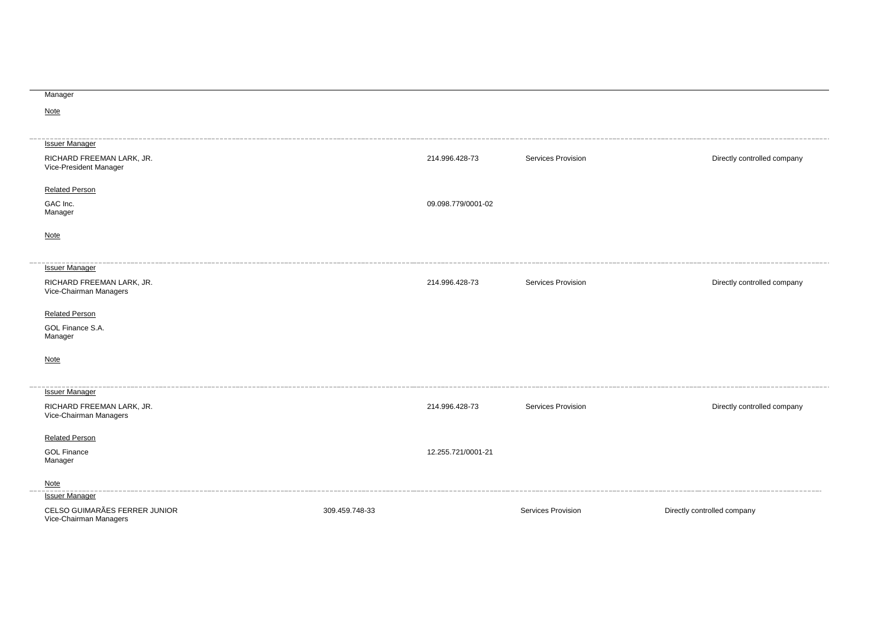Manager

Note

---

Issuer Manager

| | | | |
|---|---|---|---|
| RICHARD FREEMAN LARK, JR.<br>Vice-President Manager | 214.996.428-73 | Services Provision | Directly controlled company |

Related Person

| | |
|---|---|
| GAC Inc.<br>Manager | 09.098.779/0001-02 |

Note

---

Issuer Manager

| | | | |
|---|---|---|---|
| RICHARD FREEMAN LARK, JR.<br>Vice-Chairman Managers | 214.996.428-73 | Services Provision | Directly controlled company |

Related Person

GOL Finance S.A.
Manager

Note

---

Issuer Manager

| | | | |
|---|---|---|---|
| RICHARD FREEMAN LARK, JR.<br>Vice-Chairman Managers | 214.996.428-73 | Services Provision | Directly controlled company |

Related Person

| | |
|---|---|
| GOL Finance<br>Manager | 12.255.721/0001-21 |

Note

---

Issuer Manager

| | | | |
|---|---|---|---|
| CELSO GUIMARÃES FERRER JUNIOR<br>Vice-Chairman Managers | 309.459.748-33 | Services Provision | Directly controlled company |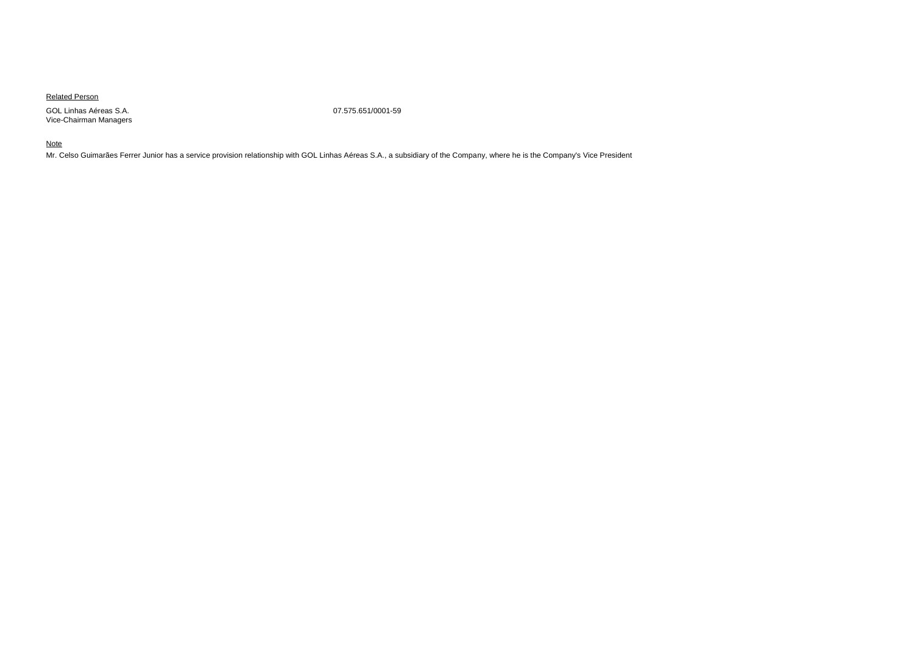<u>Related Person</u>

| | |
|---|---|
| GOL Linhas Aéreas S.A.<br>Vice-Chairman Managers | 07.575.651/0001-59 |

<u>Note</u>

Mr. Celso Guimarães Ferrer Junior has a service provision relationship with GOL Linhas Aéreas S.A., a subsidiary of the Company, where he is the Company's Vice President